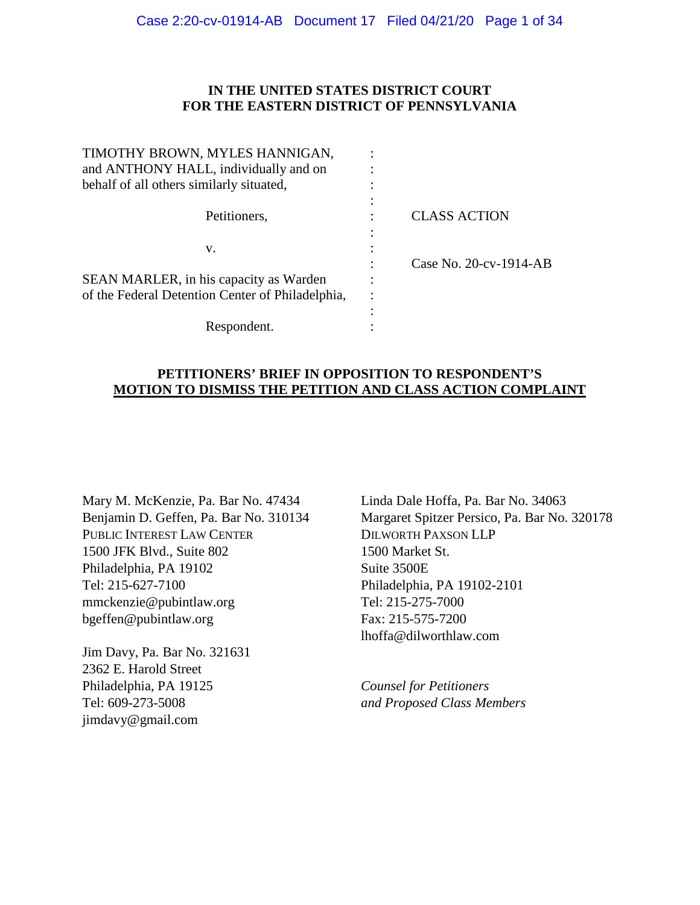**IN THE UNITED STATES DISTRICT COURT**
**FOR THE EASTERN DISTRICT OF PENNSYLVANIA**

| | | |
|---|---|---|
| TIMOTHY BROWN, MYLES HANNIGAN, and ANTHONY HALL, individually and on behalf of all others similarly situated, | : | |
| Petitioners, | : | CLASS ACTION |
| v. | : | |
| | : | Case No. 20-cv-1914-AB |
| SEAN MARLER, in his capacity as Warden of the Federal Detention Center of Philadelphia, | : | |
| Respondent. | : | |

**PETITIONERS' BRIEF IN OPPOSITION TO RESPONDENT'S**
**MOTION TO DISMISS THE PETITION AND CLASS ACTION COMPLAINT**

Mary M. McKenzie, Pa. Bar No. 47434
Benjamin D. Geffen, Pa. Bar No. 310134
PUBLIC INTEREST LAW CENTER
1500 JFK Blvd., Suite 802
Philadelphia, PA 19102
Tel: 215-627-7100
mmckenzie@pubintlaw.org
bgeffen@pubintlaw.org

Jim Davy, Pa. Bar No. 321631
2362 E. Harold Street
Philadelphia, PA 19125
Tel: 609-273-5008
jimdavy@gmail.com

Linda Dale Hoffa, Pa. Bar No. 34063
Margaret Spitzer Persico, Pa. Bar No. 320178
DILWORTH PAXSON LLP
1500 Market St.
Suite 3500E
Philadelphia, PA 19102-2101
Tel: 215-275-7000
Fax: 215-575-7200
lhoffa@dilworthlaw.com

*Counsel for Petitioners and Proposed Class Members*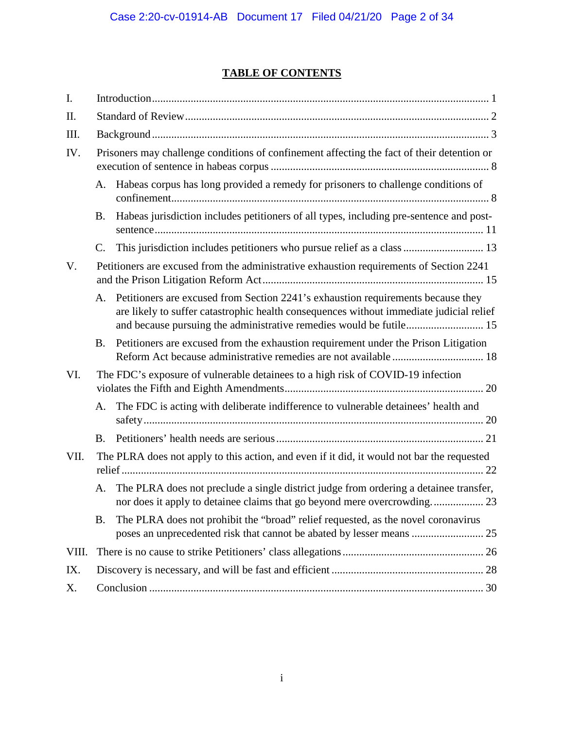## TABLE OF CONTENTS

I. Introduction ... 1

II. Standard of Review ... 2

III. Background ... 3

IV. Prisoners may challenge conditions of confinement affecting the fact of their detention or execution of sentence in habeas corpus ... 8

- A. Habeas corpus has long provided a remedy for prisoners to challenge conditions of confinement ... 8
- B. Habeas jurisdiction includes petitioners of all types, including pre-sentence and post-sentence ... 11
- C. This jurisdiction includes petitioners who pursue relief as a class ... 13

V. Petitioners are excused from the administrative exhaustion requirements of Section 2241 and the Prison Litigation Reform Act ... 15

- A. Petitioners are excused from Section 2241's exhaustion requirements because they are likely to suffer catastrophic health consequences without immediate judicial relief and because pursuing the administrative remedies would be futile ... 15
- B. Petitioners are excused from the exhaustion requirement under the Prison Litigation Reform Act because administrative remedies are not available ... 18

VI. The FDC's exposure of vulnerable detainees to a high risk of COVID-19 infection violates the Fifth and Eighth Amendments ... 20

- A. The FDC is acting with deliberate indifference to vulnerable detainees' health and safety ... 20
- B. Petitioners' health needs are serious ... 21

VII. The PLRA does not apply to this action, and even if it did, it would not bar the requested relief ... 22

- A. The PLRA does not preclude a single district judge from ordering a detainee transfer, nor does it apply to detainee claims that go beyond mere overcrowding ... 23
- B. The PLRA does not prohibit the "broad" relief requested, as the novel coronavirus poses an unprecedented risk that cannot be abated by lesser means ... 25

VIII. There is no cause to strike Petitioners' class allegations ... 26

IX. Discovery is necessary, and will be fast and efficient ... 28

X. Conclusion ... 30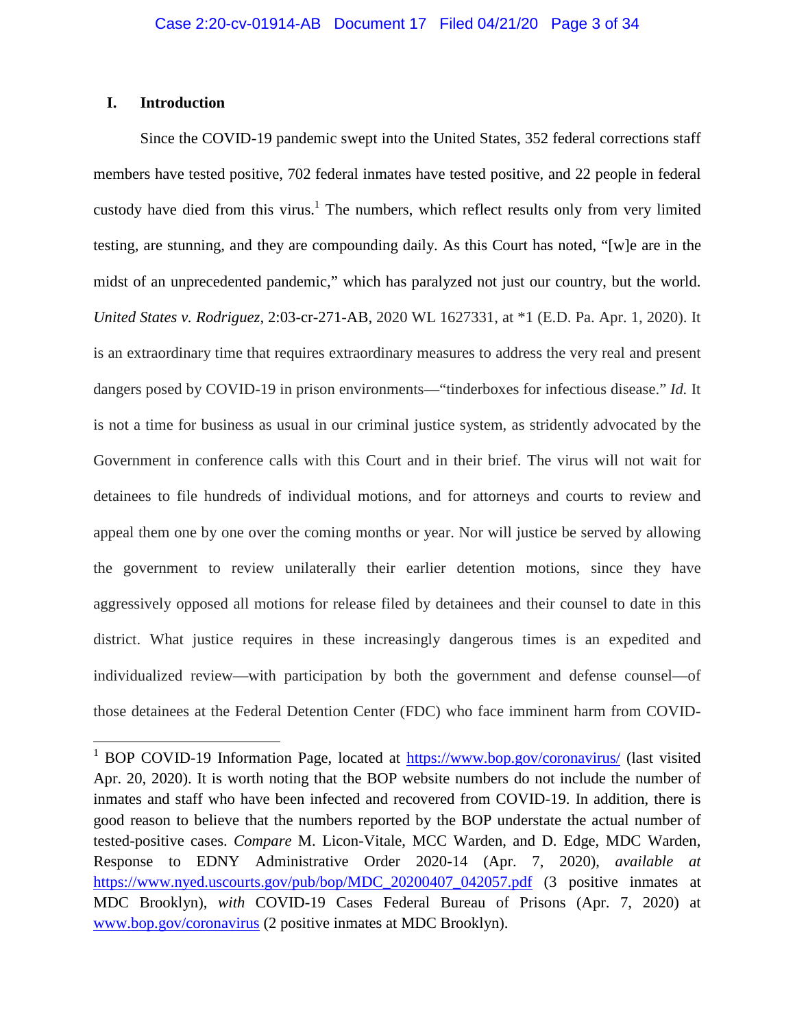## I. Introduction

Since the COVID-19 pandemic swept into the United States, 352 federal corrections staff members have tested positive, 702 federal inmates have tested positive, and 22 people in federal custody have died from this virus.[1] The numbers, which reflect results only from very limited testing, are stunning, and they are compounding daily. As this Court has noted, "[w]e are in the midst of an unprecedented pandemic," which has paralyzed not just our country, but the world. *United States v. Rodriguez*, 2:03-cr-271-AB, 2020 WL 1627331, at *1 (E.D. Pa. Apr. 1, 2020). It is an extraordinary time that requires extraordinary measures to address the very real and present dangers posed by COVID-19 in prison environments—"tinderboxes for infectious disease." *Id.* It is not a time for business as usual in our criminal justice system, as stridently advocated by the Government in conference calls with this Court and in their brief. The virus will not wait for detainees to file hundreds of individual motions, and for attorneys and courts to review and appeal them one by one over the coming months or year. Nor will justice be served by allowing the government to review unilaterally their earlier detention motions, since they have aggressively opposed all motions for release filed by detainees and their counsel to date in this district. What justice requires in these increasingly dangerous times is an expedited and individualized review—with participation by both the government and defense counsel—of those detainees at the Federal Detention Center (FDC) who face imminent harm from COVID-

---

[1] BOP COVID-19 Information Page, located at https://www.bop.gov/coronavirus/ (last visited Apr. 20, 2020). It is worth noting that the BOP website numbers do not include the number of inmates and staff who have been infected and recovered from COVID-19. In addition, there is good reason to believe that the numbers reported by the BOP understate the actual number of tested-positive cases. *Compare* M. Licon-Vitale, MCC Warden, and D. Edge, MDC Warden, Response to EDNY Administrative Order 2020-14 (Apr. 7, 2020), *available at* https://www.nyed.uscourts.gov/pub/bop/MDC_20200407_042057.pdf (3 positive inmates at MDC Brooklyn), *with* COVID-19 Cases Federal Bureau of Prisons (Apr. 7, 2020) at www.bop.gov/coronavirus (2 positive inmates at MDC Brooklyn).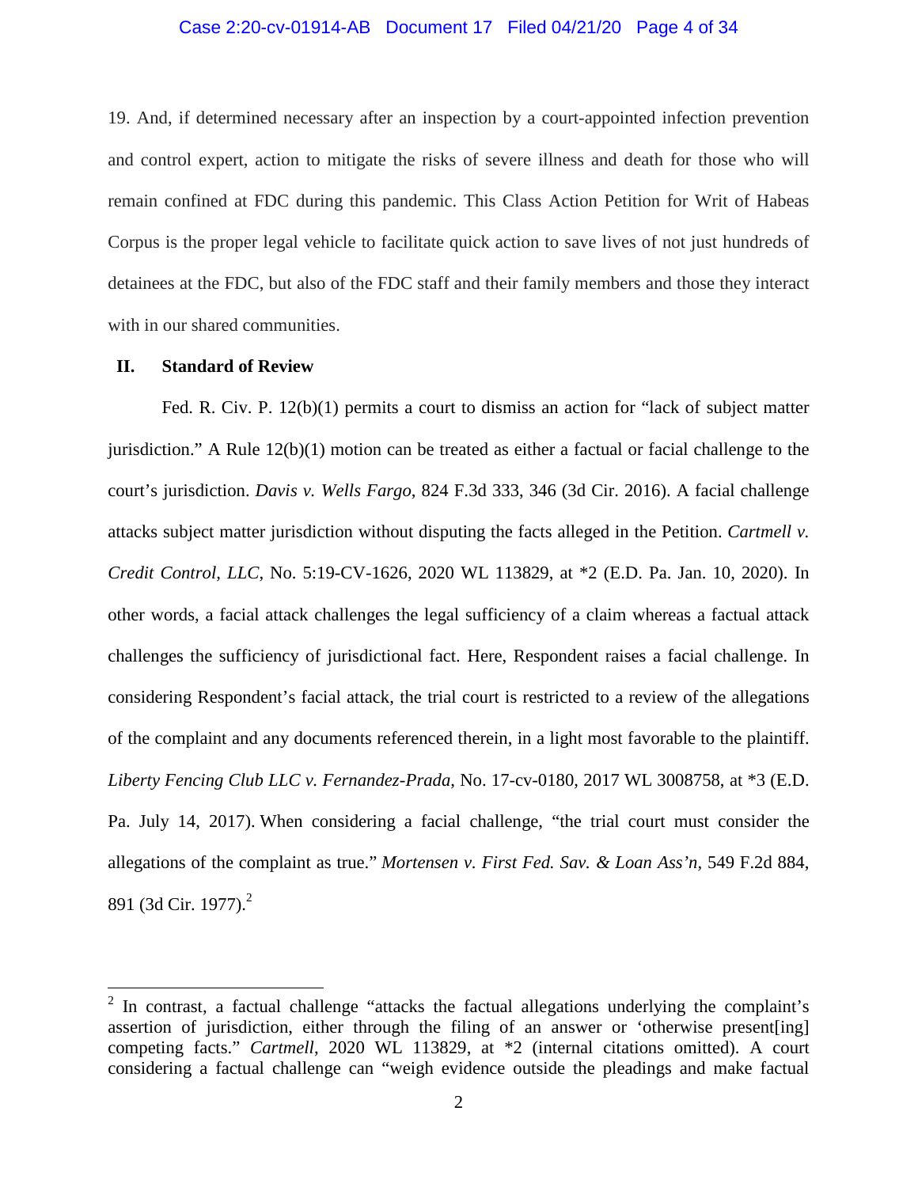19. And, if determined necessary after an inspection by a court-appointed infection prevention and control expert, action to mitigate the risks of severe illness and death for those who will remain confined at FDC during this pandemic. This Class Action Petition for Writ of Habeas Corpus is the proper legal vehicle to facilitate quick action to save lives of not just hundreds of detainees at the FDC, but also of the FDC staff and their family members and those they interact with in our shared communities.

## II. Standard of Review

Fed. R. Civ. P. 12(b)(1) permits a court to dismiss an action for "lack of subject matter jurisdiction." A Rule 12(b)(1) motion can be treated as either a factual or facial challenge to the court's jurisdiction. *Davis v. Wells Fargo*, 824 F.3d 333, 346 (3d Cir. 2016). A facial challenge attacks subject matter jurisdiction without disputing the facts alleged in the Petition. *Cartmell v. Credit Control, LLC*, No. 5:19-CV-1626, 2020 WL 113829, at *2 (E.D. Pa. Jan. 10, 2020). In other words, a facial attack challenges the legal sufficiency of a claim whereas a factual attack challenges the sufficiency of jurisdictional fact. Here, Respondent raises a facial challenge. In considering Respondent's facial attack, the trial court is restricted to a review of the allegations of the complaint and any documents referenced therein, in a light most favorable to the plaintiff. *Liberty Fencing Club LLC v. Fernandez-Prada*, No. 17-cv-0180, 2017 WL 3008758, at *3 (E.D. Pa. July 14, 2017). When considering a facial challenge, "the trial court must consider the allegations of the complaint as true." *Mortensen v. First Fed. Sav. & Loan Ass'n*, 549 F.2d 884, 891 (3d Cir. 1977).[2]

[2] In contrast, a factual challenge "attacks the factual allegations underlying the complaint's assertion of jurisdiction, either through the filing of an answer or 'otherwise present[ing] competing facts." *Cartmell*, 2020 WL 113829, at *2 (internal citations omitted). A court considering a factual challenge can "weigh evidence outside the pleadings and make factual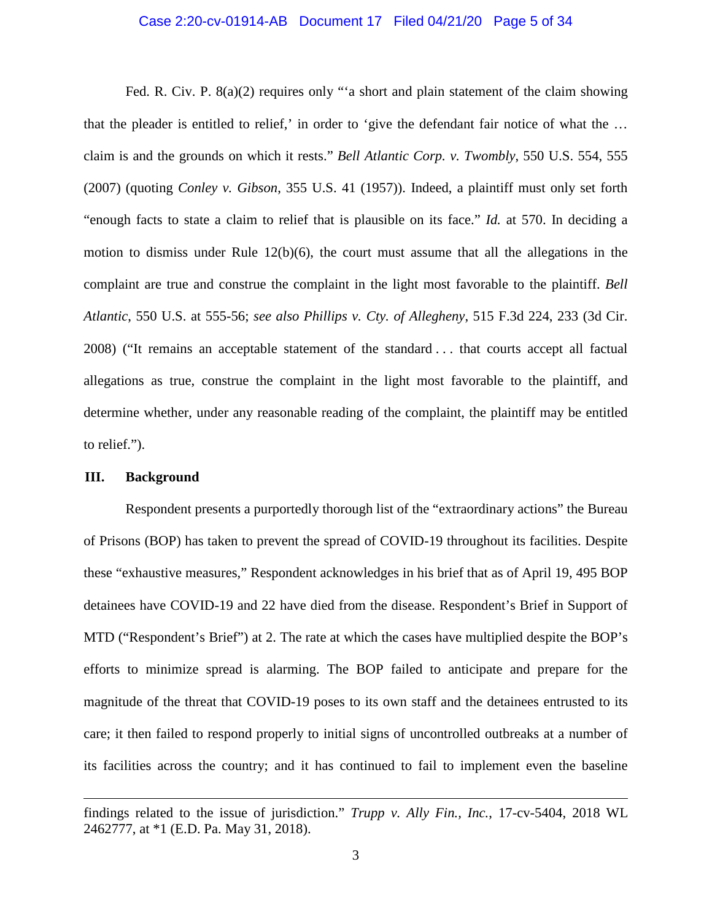Fed. R. Civ. P. 8(a)(2) requires only "'a short and plain statement of the claim showing that the pleader is entitled to relief,' in order to 'give the defendant fair notice of what the … claim is and the grounds on which it rests." *Bell Atlantic Corp. v. Twombly*, 550 U.S. 554, 555 (2007) (quoting *Conley v. Gibson*, 355 U.S. 41 (1957)). Indeed, a plaintiff must only set forth "enough facts to state a claim to relief that is plausible on its face." *Id.* at 570. In deciding a motion to dismiss under Rule 12(b)(6), the court must assume that all the allegations in the complaint are true and construe the complaint in the light most favorable to the plaintiff. *Bell Atlantic*, 550 U.S. at 555-56; *see also Phillips v. Cty. of Allegheny*, 515 F.3d 224, 233 (3d Cir. 2008) ("It remains an acceptable statement of the standard . . . that courts accept all factual allegations as true, construe the complaint in the light most favorable to the plaintiff, and determine whether, under any reasonable reading of the complaint, the plaintiff may be entitled to relief.").

## III. Background

Respondent presents a purportedly thorough list of the "extraordinary actions" the Bureau of Prisons (BOP) has taken to prevent the spread of COVID-19 throughout its facilities. Despite these "exhaustive measures," Respondent acknowledges in his brief that as of April 19, 495 BOP detainees have COVID-19 and 22 have died from the disease. Respondent's Brief in Support of MTD ("Respondent's Brief") at 2. The rate at which the cases have multiplied despite the BOP's efforts to minimize spread is alarming. The BOP failed to anticipate and prepare for the magnitude of the threat that COVID-19 poses to its own staff and the detainees entrusted to its care; it then failed to respond properly to initial signs of uncontrolled outbreaks at a number of its facilities across the country; and it has continued to fail to implement even the baseline

---

findings related to the issue of jurisdiction." *Trupp v. Ally Fin., Inc.*, 17-cv-5404, 2018 WL 2462777, at *1 (E.D. Pa. May 31, 2018).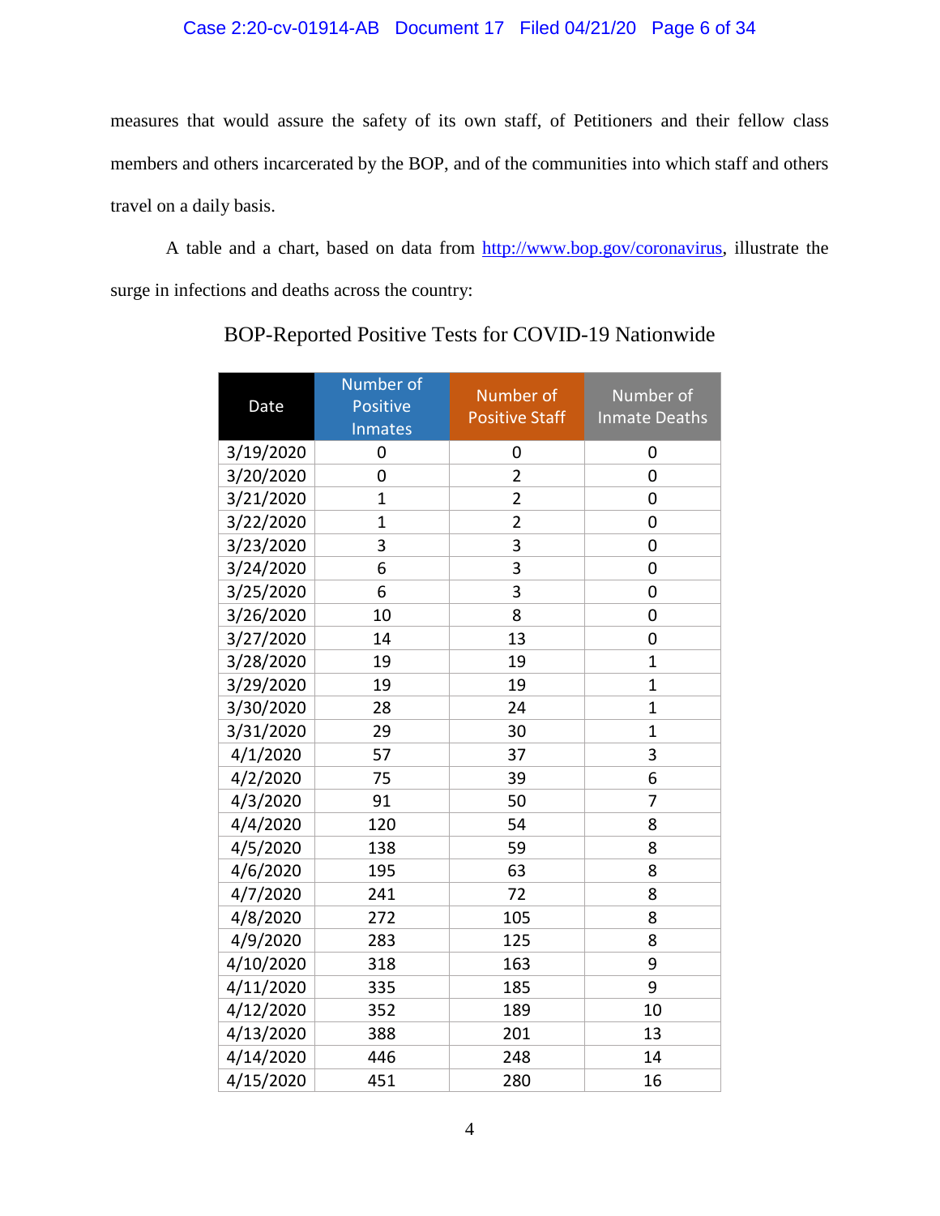measures that would assure the safety of its own staff, of Petitioners and their fellow class members and others incarcerated by the BOP, and of the communities into which staff and others travel on a daily basis.

A table and a chart, based on data from http://www.bop.gov/coronavirus, illustrate the surge in infections and deaths across the country:

BOP-Reported Positive Tests for COVID-19 Nationwide

| Date | Number of Positive Inmates | Number of Positive Staff | Number of Inmate Deaths |
|---|---|---|---|
| 3/19/2020 | 0 | 0 | 0 |
| 3/20/2020 | 0 | 2 | 0 |
| 3/21/2020 | 1 | 2 | 0 |
| 3/22/2020 | 1 | 2 | 0 |
| 3/23/2020 | 3 | 3 | 0 |
| 3/24/2020 | 6 | 3 | 0 |
| 3/25/2020 | 6 | 3 | 0 |
| 3/26/2020 | 10 | 8 | 0 |
| 3/27/2020 | 14 | 13 | 0 |
| 3/28/2020 | 19 | 19 | 1 |
| 3/29/2020 | 19 | 19 | 1 |
| 3/30/2020 | 28 | 24 | 1 |
| 3/31/2020 | 29 | 30 | 1 |
| 4/1/2020 | 57 | 37 | 3 |
| 4/2/2020 | 75 | 39 | 6 |
| 4/3/2020 | 91 | 50 | 7 |
| 4/4/2020 | 120 | 54 | 8 |
| 4/5/2020 | 138 | 59 | 8 |
| 4/6/2020 | 195 | 63 | 8 |
| 4/7/2020 | 241 | 72 | 8 |
| 4/8/2020 | 272 | 105 | 8 |
| 4/9/2020 | 283 | 125 | 8 |
| 4/10/2020 | 318 | 163 | 9 |
| 4/11/2020 | 335 | 185 | 9 |
| 4/12/2020 | 352 | 189 | 10 |
| 4/13/2020 | 388 | 201 | 13 |
| 4/14/2020 | 446 | 248 | 14 |
| 4/15/2020 | 451 | 280 | 16 |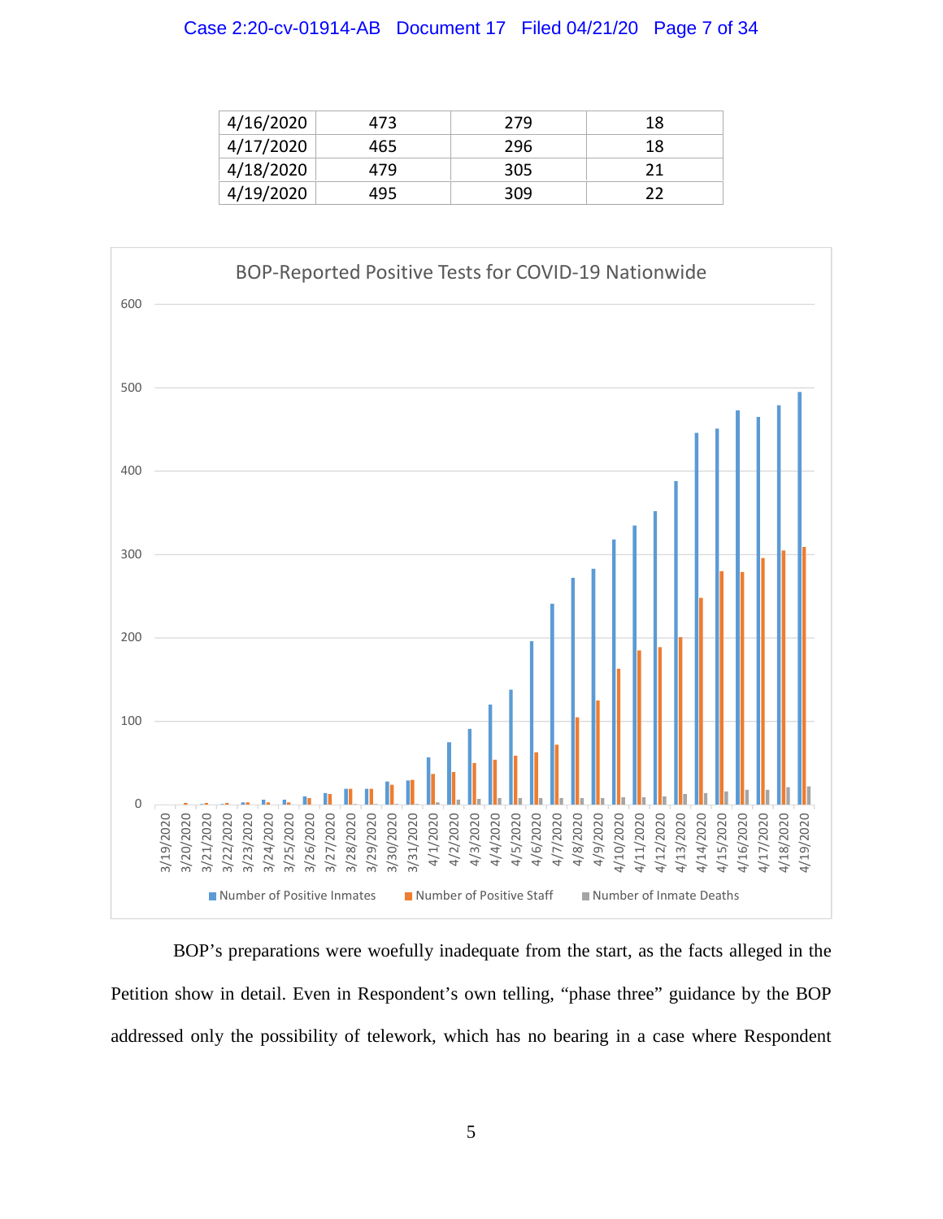| 4/16/2020 | 473 | 279 | 18 |
|---|---|---|---|
| 4/17/2020 | 465 | 296 | 18 |
| 4/18/2020 | 479 | 305 | 21 |
| 4/19/2020 | 495 | 309 | 22 |

BOP-Reported Positive Tests for COVID-19 Nationwide

Number of Positive Inmates · Number of Positive Staff · Number of Inmate Deaths

BOP's preparations were woefully inadequate from the start, as the facts alleged in the Petition show in detail. Even in Respondent's own telling, "phase three" guidance by the BOP addressed only the possibility of telework, which has no bearing in a case where Respondent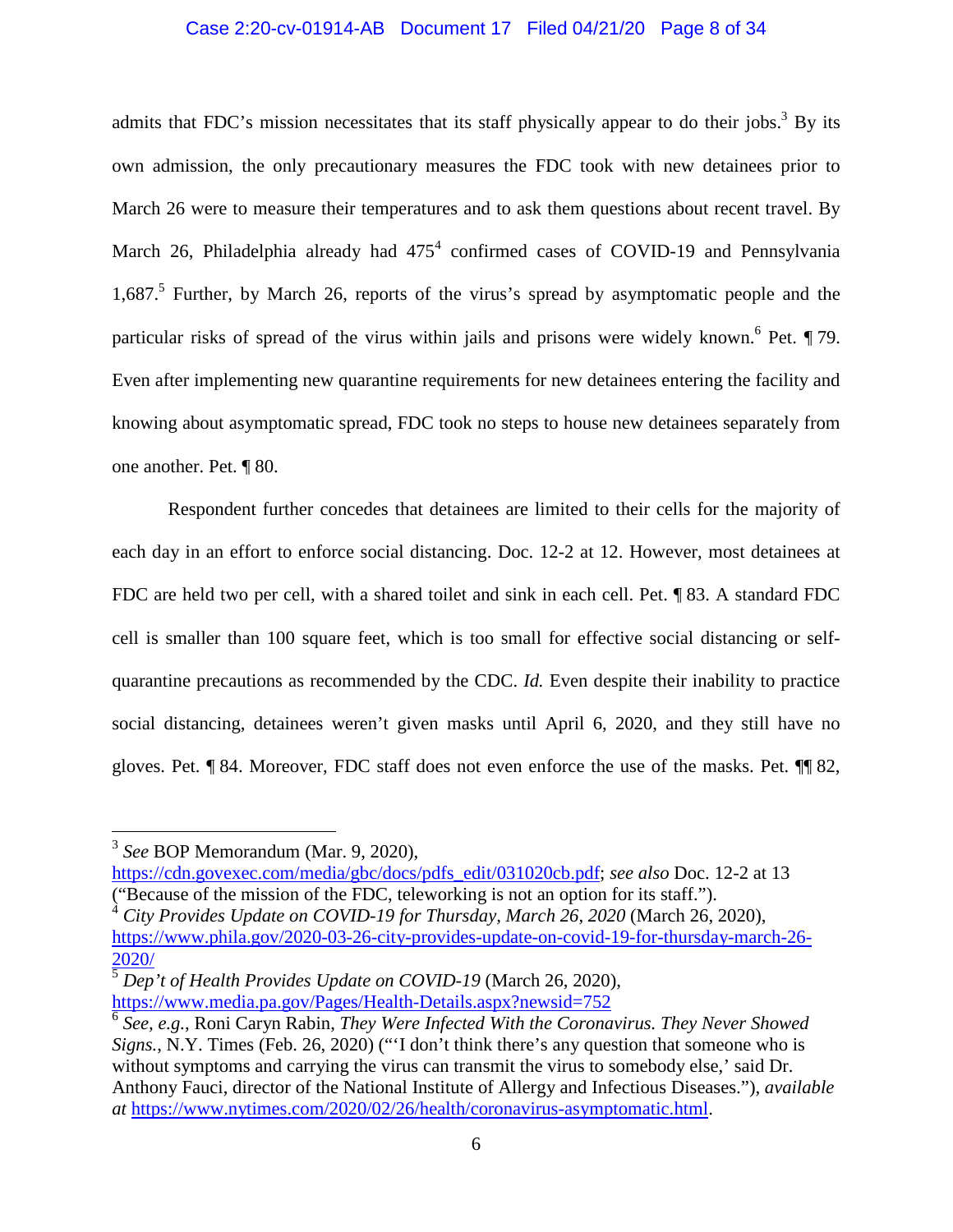admits that FDC's mission necessitates that its staff physically appear to do their jobs.[3] By its own admission, the only precautionary measures the FDC took with new detainees prior to March 26 were to measure their temperatures and to ask them questions about recent travel. By March 26, Philadelphia already had 475[4] confirmed cases of COVID-19 and Pennsylvania 1,687.[5] Further, by March 26, reports of the virus's spread by asymptomatic people and the particular risks of spread of the virus within jails and prisons were widely known.[6] Pet. ¶ 79. Even after implementing new quarantine requirements for new detainees entering the facility and knowing about asymptomatic spread, FDC took no steps to house new detainees separately from one another. Pet. ¶ 80.

Respondent further concedes that detainees are limited to their cells for the majority of each day in an effort to enforce social distancing. Doc. 12-2 at 12. However, most detainees at FDC are held two per cell, with a shared toilet and sink in each cell. Pet. ¶ 83. A standard FDC cell is smaller than 100 square feet, which is too small for effective social distancing or self-quarantine precautions as recommended by the CDC. *Id.* Even despite their inability to practice social distancing, detainees weren't given masks until April 6, 2020, and they still have no gloves. Pet. ¶ 84. Moreover, FDC staff does not even enforce the use of the masks. Pet. ¶¶ 82,

---

[3] *See* BOP Memorandum (Mar. 9, 2020), https://cdn.govexec.com/media/gbc/docs/pdfs_edit/031020cb.pdf; *see also* Doc. 12-2 at 13 ("Because of the mission of the FDC, teleworking is not an option for its staff.").

[4] *City Provides Update on COVID-19 for Thursday, March 26, 2020* (March 26, 2020), https://www.phila.gov/2020-03-26-city-provides-update-on-covid-19-for-thursday-march-26-2020/

[5] *Dep't of Health Provides Update on COVID-19* (March 26, 2020), https://www.media.pa.gov/Pages/Health-Details.aspx?newsid=752

[6] *See, e.g.*, Roni Caryn Rabin, *They Were Infected With the Coronavirus. They Never Showed Signs.*, N.Y. Times (Feb. 26, 2020) ("'I don't think there's any question that someone who is without symptoms and carrying the virus can transmit the virus to somebody else,' said Dr. Anthony Fauci, director of the National Institute of Allergy and Infectious Diseases."), *available at* https://www.nytimes.com/2020/02/26/health/coronavirus-asymptomatic.html.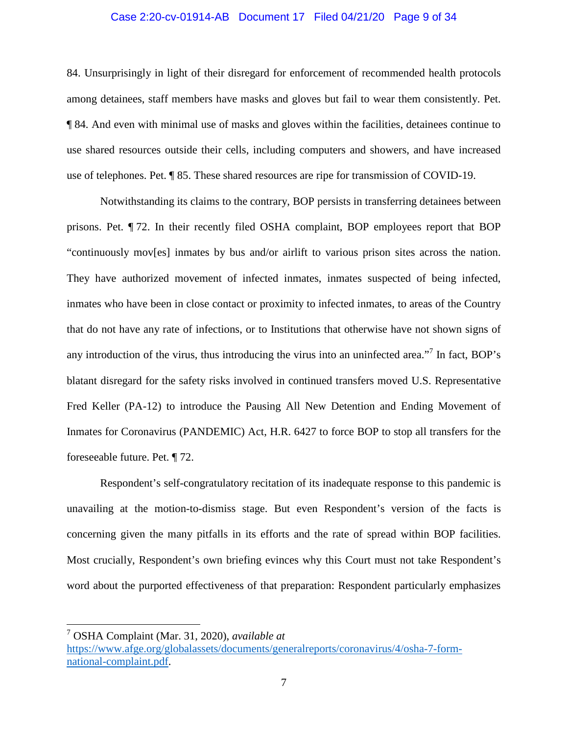84. Unsurprisingly in light of their disregard for enforcement of recommended health protocols among detainees, staff members have masks and gloves but fail to wear them consistently. Pet. ¶ 84. And even with minimal use of masks and gloves within the facilities, detainees continue to use shared resources outside their cells, including computers and showers, and have increased use of telephones. Pet. ¶ 85. These shared resources are ripe for transmission of COVID-19.

Notwithstanding its claims to the contrary, BOP persists in transferring detainees between prisons. Pet. ¶ 72. In their recently filed OSHA complaint, BOP employees report that BOP "continuously mov[es] inmates by bus and/or airlift to various prison sites across the nation. They have authorized movement of infected inmates, inmates suspected of being infected, inmates who have been in close contact or proximity to infected inmates, to areas of the Country that do not have any rate of infections, or to Institutions that otherwise have not shown signs of any introduction of the virus, thus introducing the virus into an uninfected area."[7] In fact, BOP's blatant disregard for the safety risks involved in continued transfers moved U.S. Representative Fred Keller (PA-12) to introduce the Pausing All New Detention and Ending Movement of Inmates for Coronavirus (PANDEMIC) Act, H.R. 6427 to force BOP to stop all transfers for the foreseeable future. Pet. ¶ 72.

Respondent's self-congratulatory recitation of its inadequate response to this pandemic is unavailing at the motion-to-dismiss stage. But even Respondent's version of the facts is concerning given the many pitfalls in its efforts and the rate of spread within BOP facilities. Most crucially, Respondent's own briefing evinces why this Court must not take Respondent's word about the purported effectiveness of that preparation: Respondent particularly emphasizes

---

[7] OSHA Complaint (Mar. 31, 2020), *available at* https://www.afge.org/globalassets/documents/generalreports/coronavirus/4/osha-7-form-national-complaint.pdf.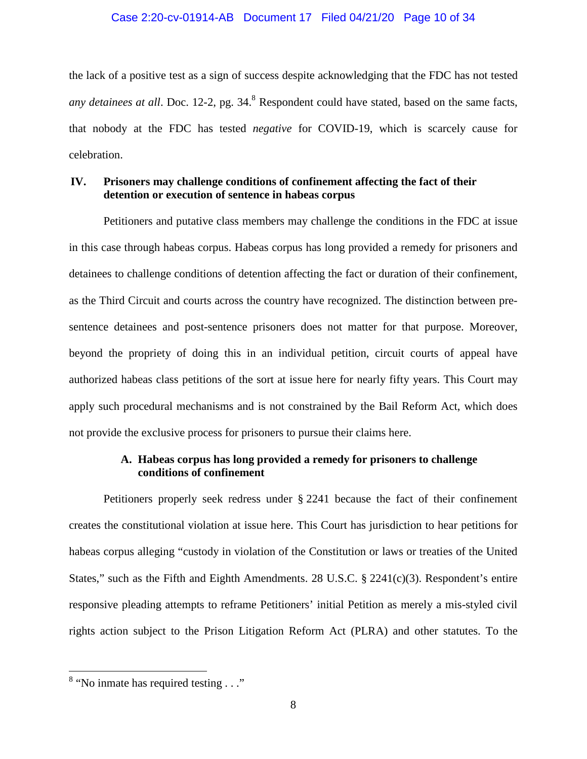the lack of a positive test as a sign of success despite acknowledging that the FDC has not tested *any detainees at all*. Doc. 12-2, pg. 34.[8] Respondent could have stated, based on the same facts, that nobody at the FDC has tested *negative* for COVID-19, which is scarcely cause for celebration.

## IV. Prisoners may challenge conditions of confinement affecting the fact of their detention or execution of sentence in habeas corpus

Petitioners and putative class members may challenge the conditions in the FDC at issue in this case through habeas corpus. Habeas corpus has long provided a remedy for prisoners and detainees to challenge conditions of detention affecting the fact or duration of their confinement, as the Third Circuit and courts across the country have recognized. The distinction between pre-sentence detainees and post-sentence prisoners does not matter for that purpose. Moreover, beyond the propriety of doing this in an individual petition, circuit courts of appeal have authorized habeas class petitions of the sort at issue here for nearly fifty years. This Court may apply such procedural mechanisms and is not constrained by the Bail Reform Act, which does not provide the exclusive process for prisoners to pursue their claims here.

### A. Habeas corpus has long provided a remedy for prisoners to challenge conditions of confinement

Petitioners properly seek redress under § 2241 because the fact of their confinement creates the constitutional violation at issue here. This Court has jurisdiction to hear petitions for habeas corpus alleging "custody in violation of the Constitution or laws or treaties of the United States," such as the Fifth and Eighth Amendments. 28 U.S.C. § 2241(c)(3). Respondent's entire responsive pleading attempts to reframe Petitioners' initial Petition as merely a mis-styled civil rights action subject to the Prison Litigation Reform Act (PLRA) and other statutes. To the

---

[8] "No inmate has required testing . . ."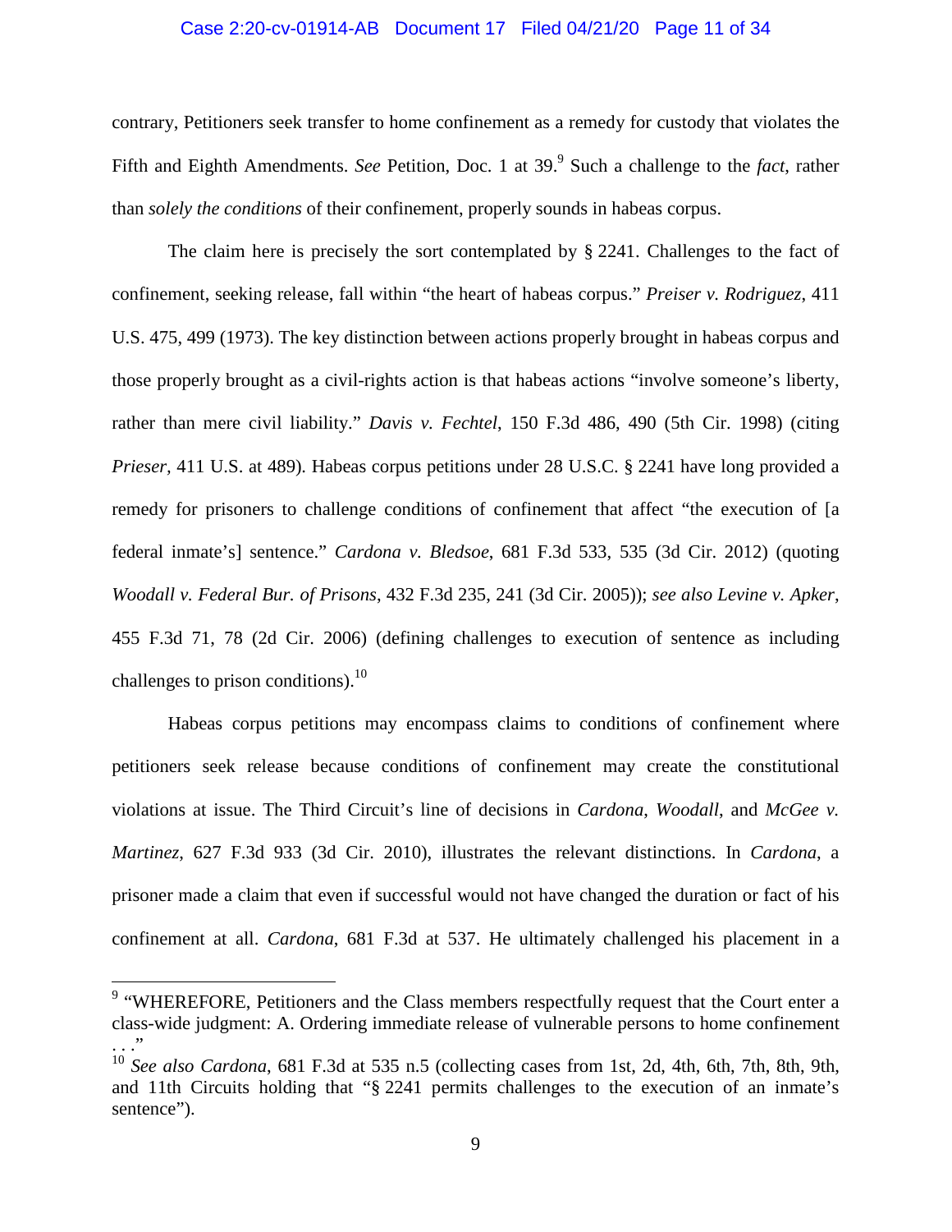contrary, Petitioners seek transfer to home confinement as a remedy for custody that violates the Fifth and Eighth Amendments. *See* Petition, Doc. 1 at 39.[9] Such a challenge to the *fact*, rather than *solely the conditions* of their confinement, properly sounds in habeas corpus.

The claim here is precisely the sort contemplated by § 2241. Challenges to the fact of confinement, seeking release, fall within "the heart of habeas corpus." *Preiser v. Rodriguez*, 411 U.S. 475, 499 (1973). The key distinction between actions properly brought in habeas corpus and those properly brought as a civil-rights action is that habeas actions "involve someone's liberty, rather than mere civil liability." *Davis v. Fechtel*, 150 F.3d 486, 490 (5th Cir. 1998) (citing *Prieser,* 411 U.S. at 489). Habeas corpus petitions under 28 U.S.C. § 2241 have long provided a remedy for prisoners to challenge conditions of confinement that affect "the execution of [a federal inmate's] sentence." *Cardona v. Bledsoe*, 681 F.3d 533, 535 (3d Cir. 2012) (quoting *Woodall v. Federal Bur. of Prisons*, 432 F.3d 235, 241 (3d Cir. 2005)); *see also Levine v. Apker*, 455 F.3d 71, 78 (2d Cir. 2006) (defining challenges to execution of sentence as including challenges to prison conditions).[10]

Habeas corpus petitions may encompass claims to conditions of confinement where petitioners seek release because conditions of confinement may create the constitutional violations at issue. The Third Circuit's line of decisions in *Cardona*, *Woodall*, and *McGee v. Martinez*, 627 F.3d 933 (3d Cir. 2010), illustrates the relevant distinctions. In *Cardona*, a prisoner made a claim that even if successful would not have changed the duration or fact of his confinement at all. *Cardona*, 681 F.3d at 537. He ultimately challenged his placement in a

---

[9] "WHEREFORE, Petitioners and the Class members respectfully request that the Court enter a class-wide judgment: A. Ordering immediate release of vulnerable persons to home confinement . . ."

[10] *See also Cardona*, 681 F.3d at 535 n.5 (collecting cases from 1st, 2d, 4th, 6th, 7th, 8th, 9th, and 11th Circuits holding that "§ 2241 permits challenges to the execution of an inmate's sentence").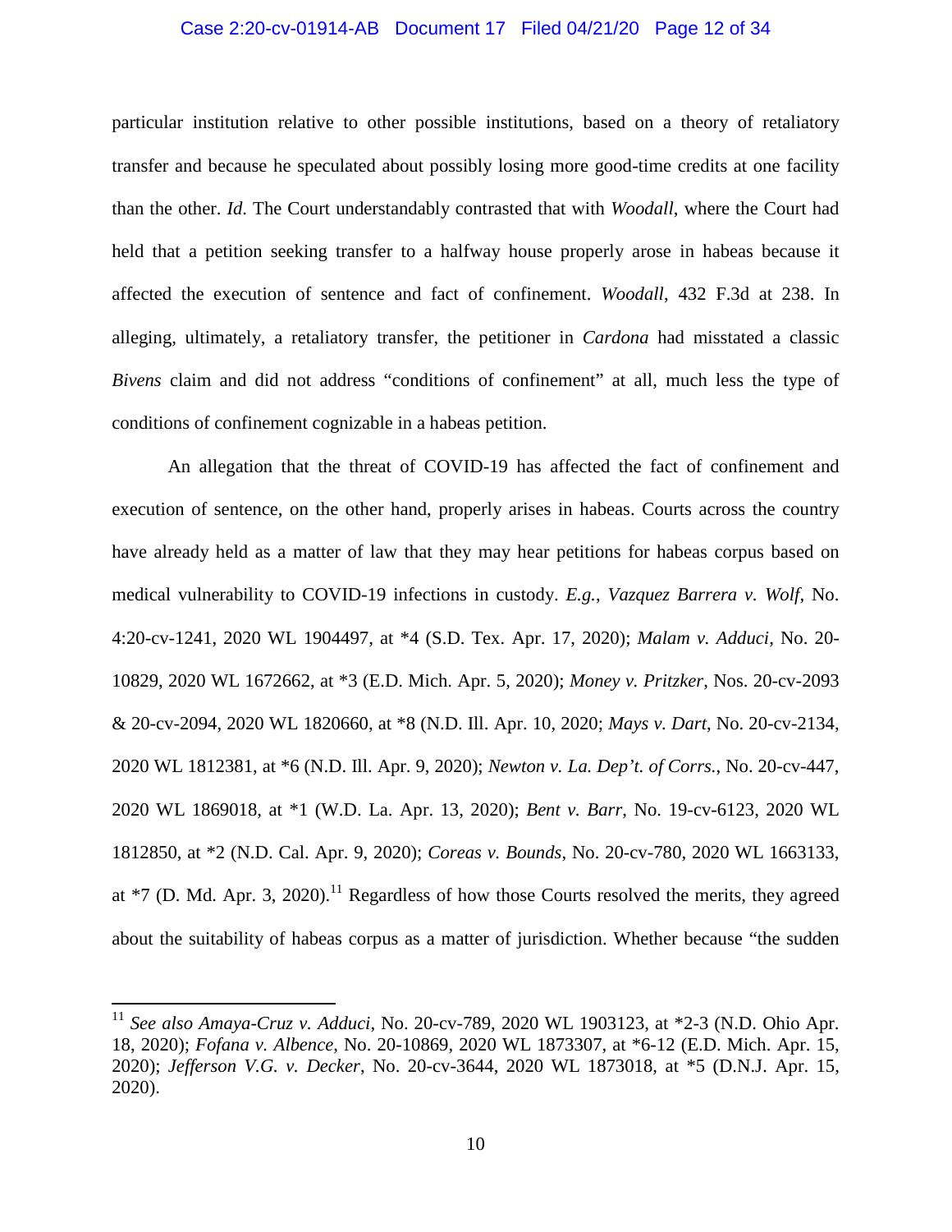particular institution relative to other possible institutions, based on a theory of retaliatory transfer and because he speculated about possibly losing more good-time credits at one facility than the other. *Id.* The Court understandably contrasted that with *Woodall*, where the Court had held that a petition seeking transfer to a halfway house properly arose in habeas because it affected the execution of sentence and fact of confinement. *Woodall*, 432 F.3d at 238. In alleging, ultimately, a retaliatory transfer, the petitioner in *Cardona* had misstated a classic *Bivens* claim and did not address "conditions of confinement" at all, much less the type of conditions of confinement cognizable in a habeas petition.

An allegation that the threat of COVID-19 has affected the fact of confinement and execution of sentence, on the other hand, properly arises in habeas. Courts across the country have already held as a matter of law that they may hear petitions for habeas corpus based on medical vulnerability to COVID-19 infections in custody. *E.g.*, *Vazquez Barrera v. Wolf*, No. 4:20-cv-1241, 2020 WL 1904497, at *4 (S.D. Tex. Apr. 17, 2020); *Malam v. Adduci*, No. 20-10829, 2020 WL 1672662, at *3 (E.D. Mich. Apr. 5, 2020); *Money v. Pritzker*, Nos. 20-cv-2093 & 20-cv-2094, 2020 WL 1820660, at *8 (N.D. Ill. Apr. 10, 2020; *Mays v. Dart*, No. 20-cv-2134, 2020 WL 1812381, at *6 (N.D. Ill. Apr. 9, 2020); *Newton v. La. Dep't. of Corrs.*, No. 20-cv-447, 2020 WL 1869018, at *1 (W.D. La. Apr. 13, 2020); *Bent v. Barr*, No. 19-cv-6123, 2020 WL 1812850, at *2 (N.D. Cal. Apr. 9, 2020); *Coreas v. Bounds*, No. 20-cv-780, 2020 WL 1663133, at *7 (D. Md. Apr. 3, 2020).[11] Regardless of how those Courts resolved the merits, they agreed about the suitability of habeas corpus as a matter of jurisdiction. Whether because "the sudden

---

[11] *See also Amaya-Cruz v. Adduci*, No. 20-cv-789, 2020 WL 1903123, at *2-3 (N.D. Ohio Apr. 18, 2020); *Fofana v. Albence*, No. 20-10869, 2020 WL 1873307, at *6-12 (E.D. Mich. Apr. 15, 2020); *Jefferson V.G. v. Decker*, No. 20-cv-3644, 2020 WL 1873018, at *5 (D.N.J. Apr. 15, 2020).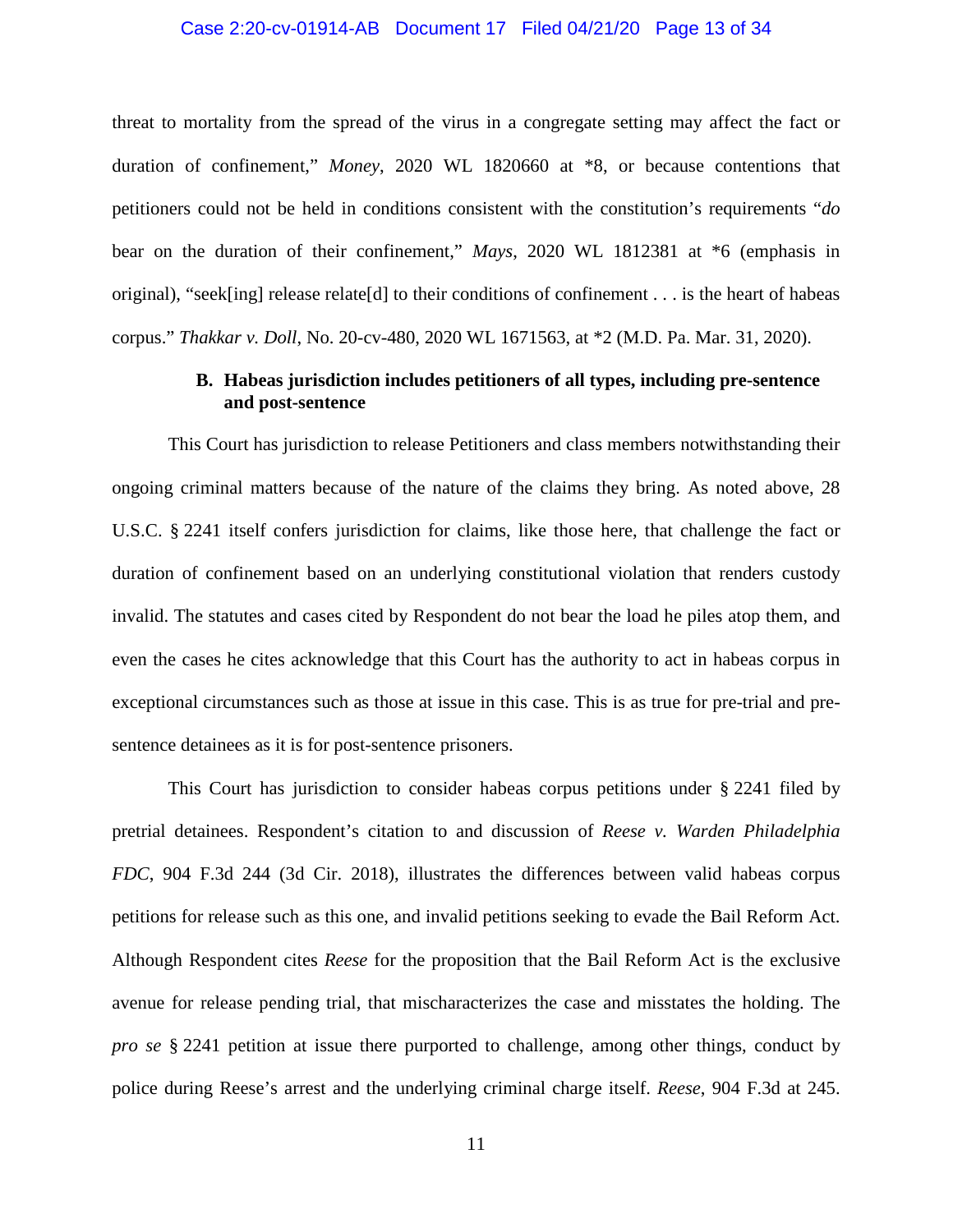threat to mortality from the spread of the virus in a congregate setting may affect the fact or duration of confinement," *Money*, 2020 WL 1820660 at *8, or because contentions that petitioners could not be held in conditions consistent with the constitution's requirements "*do* bear on the duration of their confinement," *Mays*, 2020 WL 1812381 at *6 (emphasis in original), "seek[ing] release relate[d] to their conditions of confinement . . . is the heart of habeas corpus." *Thakkar v. Doll*, No. 20-cv-480, 2020 WL 1671563, at *2 (M.D. Pa. Mar. 31, 2020).

### B. Habeas jurisdiction includes petitioners of all types, including pre-sentence and post-sentence

This Court has jurisdiction to release Petitioners and class members notwithstanding their ongoing criminal matters because of the nature of the claims they bring. As noted above, 28 U.S.C. § 2241 itself confers jurisdiction for claims, like those here, that challenge the fact or duration of confinement based on an underlying constitutional violation that renders custody invalid. The statutes and cases cited by Respondent do not bear the load he piles atop them, and even the cases he cites acknowledge that this Court has the authority to act in habeas corpus in exceptional circumstances such as those at issue in this case. This is as true for pre-trial and pre-sentence detainees as it is for post-sentence prisoners.

This Court has jurisdiction to consider habeas corpus petitions under § 2241 filed by pretrial detainees. Respondent's citation to and discussion of *Reese v. Warden Philadelphia FDC*, 904 F.3d 244 (3d Cir. 2018), illustrates the differences between valid habeas corpus petitions for release such as this one, and invalid petitions seeking to evade the Bail Reform Act. Although Respondent cites *Reese* for the proposition that the Bail Reform Act is the exclusive avenue for release pending trial, that mischaracterizes the case and misstates the holding. The *pro se* § 2241 petition at issue there purported to challenge, among other things, conduct by police during Reese's arrest and the underlying criminal charge itself. *Reese*, 904 F.3d at 245.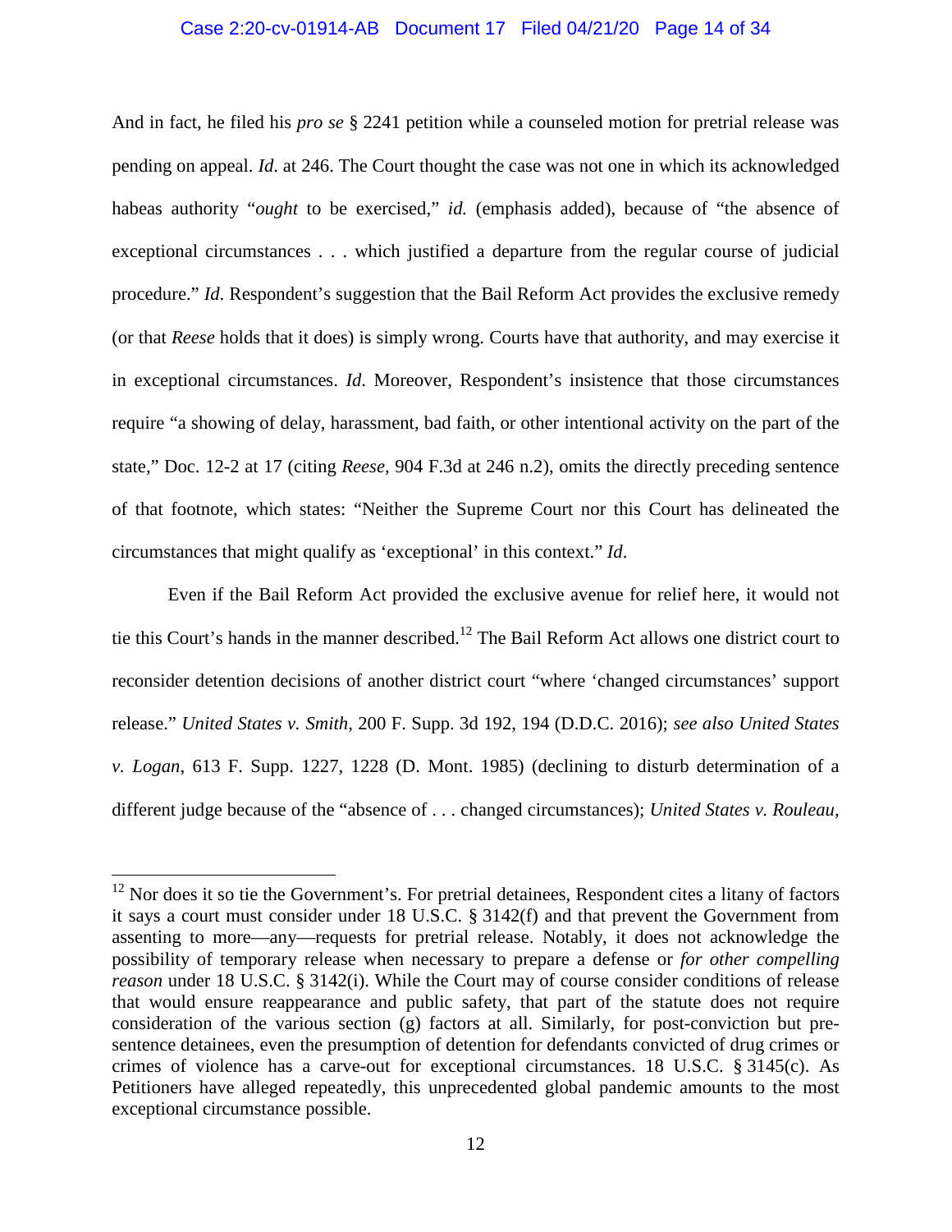And in fact, he filed his *pro se* § 2241 petition while a counseled motion for pretrial release was pending on appeal. *Id*. at 246. The Court thought the case was not one in which its acknowledged habeas authority "*ought* to be exercised," *id.* (emphasis added), because of "the absence of exceptional circumstances . . . which justified a departure from the regular course of judicial procedure." *Id.* Respondent's suggestion that the Bail Reform Act provides the exclusive remedy (or that *Reese* holds that it does) is simply wrong. Courts have that authority, and may exercise it in exceptional circumstances. *Id*. Moreover, Respondent's insistence that those circumstances require "a showing of delay, harassment, bad faith, or other intentional activity on the part of the state," Doc. 12-2 at 17 (citing *Reese*, 904 F.3d at 246 n.2), omits the directly preceding sentence of that footnote, which states: "Neither the Supreme Court nor this Court has delineated the circumstances that might qualify as 'exceptional' in this context." *Id*.

Even if the Bail Reform Act provided the exclusive avenue for relief here, it would not tie this Court's hands in the manner described.[12] The Bail Reform Act allows one district court to reconsider detention decisions of another district court "where 'changed circumstances' support release." *United States v. Smith*, 200 F. Supp. 3d 192, 194 (D.D.C. 2016); *see also United States v. Logan*, 613 F. Supp. 1227, 1228 (D. Mont. 1985) (declining to disturb determination of a different judge because of the "absence of . . . changed circumstances); *United States v. Rouleau*,

---

[12] Nor does it so tie the Government's. For pretrial detainees, Respondent cites a litany of factors it says a court must consider under 18 U.S.C. § 3142(f) and that prevent the Government from assenting to more—any—requests for pretrial release. Notably, it does not acknowledge the possibility of temporary release when necessary to prepare a defense or *for other compelling reason* under 18 U.S.C. § 3142(i). While the Court may of course consider conditions of release that would ensure reappearance and public safety, that part of the statute does not require consideration of the various section (g) factors at all. Similarly, for post-conviction but pre-sentence detainees, even the presumption of detention for defendants convicted of drug crimes or crimes of violence has a carve-out for exceptional circumstances. 18 U.S.C. § 3145(c). As Petitioners have alleged repeatedly, this unprecedented global pandemic amounts to the most exceptional circumstance possible.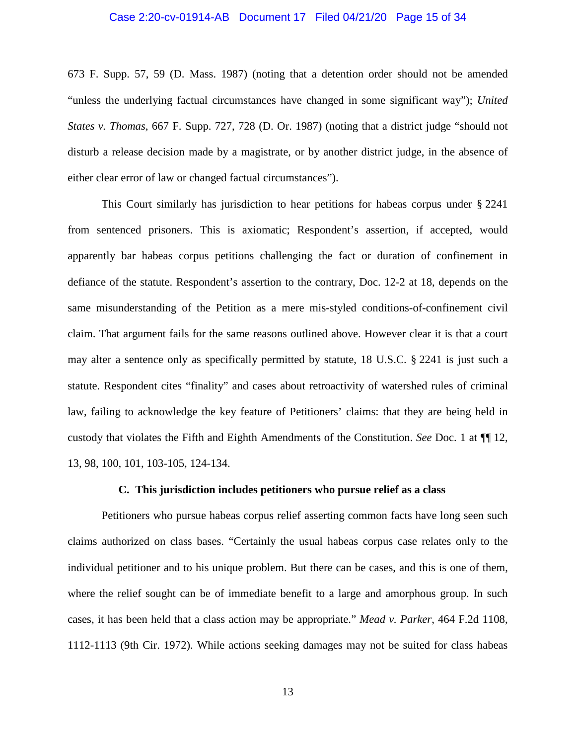673 F. Supp. 57, 59 (D. Mass. 1987) (noting that a detention order should not be amended "unless the underlying factual circumstances have changed in some significant way"); *United States v. Thomas*, 667 F. Supp. 727, 728 (D. Or. 1987) (noting that a district judge "should not disturb a release decision made by a magistrate, or by another district judge, in the absence of either clear error of law or changed factual circumstances").

This Court similarly has jurisdiction to hear petitions for habeas corpus under § 2241 from sentenced prisoners. This is axiomatic; Respondent's assertion, if accepted, would apparently bar habeas corpus petitions challenging the fact or duration of confinement in defiance of the statute. Respondent's assertion to the contrary, Doc. 12-2 at 18, depends on the same misunderstanding of the Petition as a mere mis-styled conditions-of-confinement civil claim. That argument fails for the same reasons outlined above. However clear it is that a court may alter a sentence only as specifically permitted by statute, 18 U.S.C. § 2241 is just such a statute. Respondent cites "finality" and cases about retroactivity of watershed rules of criminal law, failing to acknowledge the key feature of Petitioners' claims: that they are being held in custody that violates the Fifth and Eighth Amendments of the Constitution. *See* Doc. 1 at ¶¶ 12, 13, 98, 100, 101, 103-105, 124-134.

### C. This jurisdiction includes petitioners who pursue relief as a class

Petitioners who pursue habeas corpus relief asserting common facts have long seen such claims authorized on class bases. "Certainly the usual habeas corpus case relates only to the individual petitioner and to his unique problem. But there can be cases, and this is one of them, where the relief sought can be of immediate benefit to a large and amorphous group. In such cases, it has been held that a class action may be appropriate." *Mead v. Parker*, 464 F.2d 1108, 1112-1113 (9th Cir. 1972). While actions seeking damages may not be suited for class habeas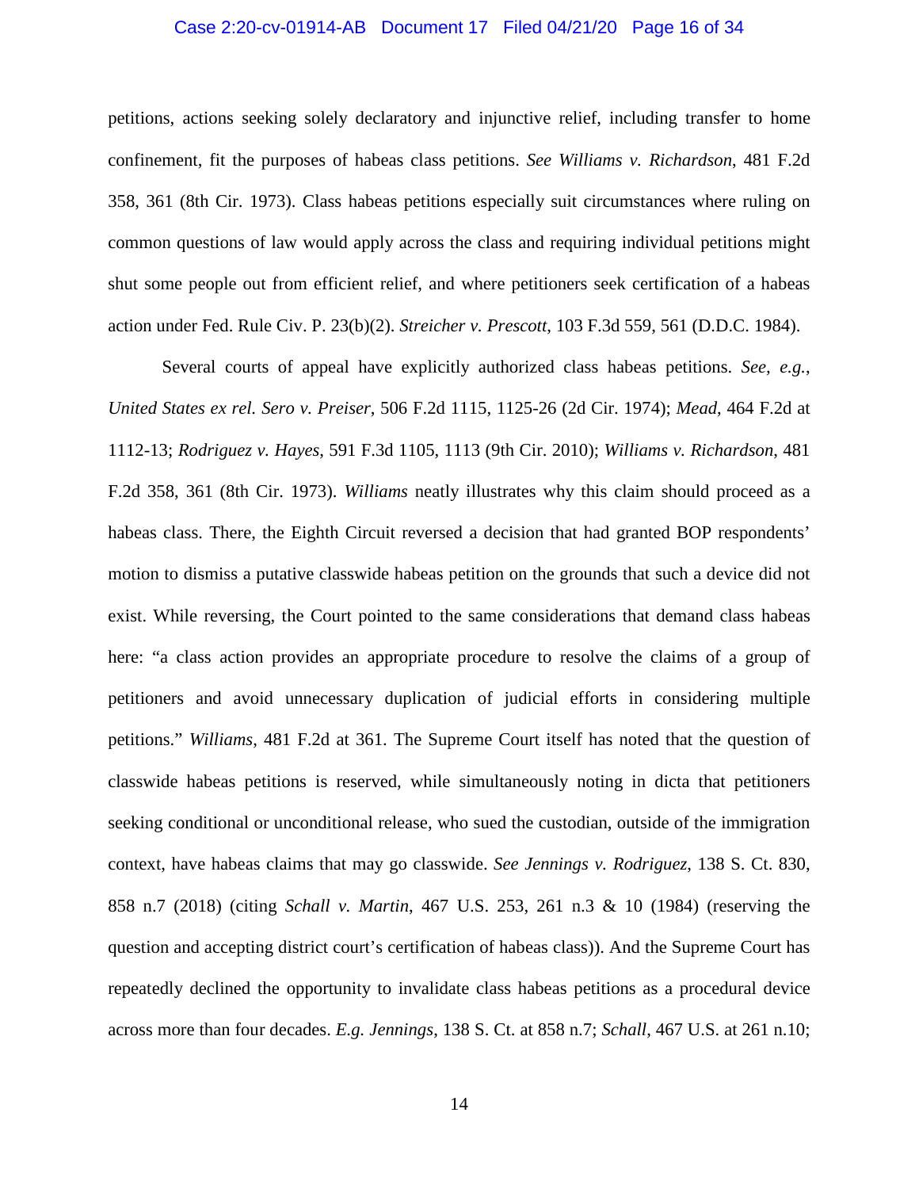petitions, actions seeking solely declaratory and injunctive relief, including transfer to home confinement, fit the purposes of habeas class petitions. *See Williams v. Richardson*, 481 F.2d 358, 361 (8th Cir. 1973). Class habeas petitions especially suit circumstances where ruling on common questions of law would apply across the class and requiring individual petitions might shut some people out from efficient relief, and where petitioners seek certification of a habeas action under Fed. Rule Civ. P. 23(b)(2). *Streicher v. Prescott*, 103 F.3d 559, 561 (D.D.C. 1984).

Several courts of appeal have explicitly authorized class habeas petitions. *See, e.g.*, *United States ex rel. Sero v. Preiser*, 506 F.2d 1115, 1125-26 (2d Cir. 1974); *Mead*, 464 F.2d at 1112-13; *Rodriguez v. Hayes*, 591 F.3d 1105, 1113 (9th Cir. 2010); *Williams v. Richardson*, 481 F.2d 358, 361 (8th Cir. 1973). *Williams* neatly illustrates why this claim should proceed as a habeas class. There, the Eighth Circuit reversed a decision that had granted BOP respondents' motion to dismiss a putative classwide habeas petition on the grounds that such a device did not exist. While reversing, the Court pointed to the same considerations that demand class habeas here: "a class action provides an appropriate procedure to resolve the claims of a group of petitioners and avoid unnecessary duplication of judicial efforts in considering multiple petitions." *Williams*, 481 F.2d at 361. The Supreme Court itself has noted that the question of classwide habeas petitions is reserved, while simultaneously noting in dicta that petitioners seeking conditional or unconditional release, who sued the custodian, outside of the immigration context, have habeas claims that may go classwide. *See Jennings v. Rodriguez*, 138 S. Ct. 830, 858 n.7 (2018) (citing *Schall v. Martin*, 467 U.S. 253, 261 n.3 & 10 (1984) (reserving the question and accepting district court's certification of habeas class)). And the Supreme Court has repeatedly declined the opportunity to invalidate class habeas petitions as a procedural device across more than four decades. *E.g. Jennings*, 138 S. Ct. at 858 n.7; *Schall*, 467 U.S. at 261 n.10;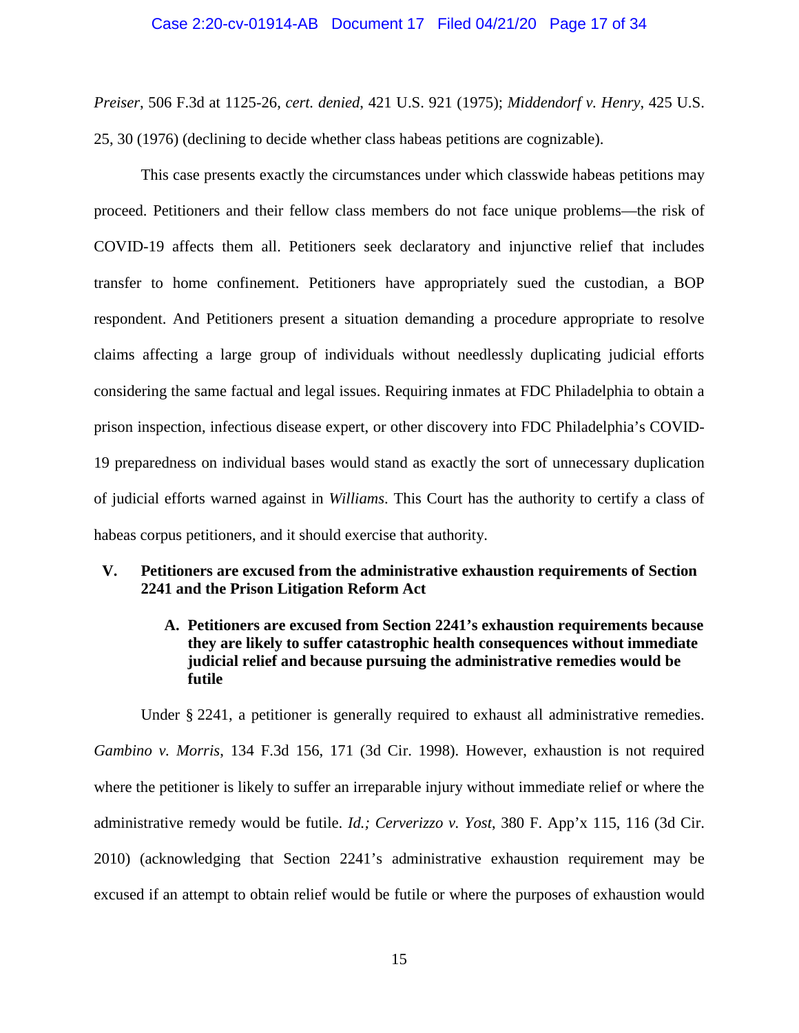*Preiser*, 506 F.3d at 1125-26, *cert. denied*, 421 U.S. 921 (1975); *Middendorf v. Henry*, 425 U.S. 25, 30 (1976) (declining to decide whether class habeas petitions are cognizable).

This case presents exactly the circumstances under which classwide habeas petitions may proceed. Petitioners and their fellow class members do not face unique problems—the risk of COVID-19 affects them all. Petitioners seek declaratory and injunctive relief that includes transfer to home confinement. Petitioners have appropriately sued the custodian, a BOP respondent. And Petitioners present a situation demanding a procedure appropriate to resolve claims affecting a large group of individuals without needlessly duplicating judicial efforts considering the same factual and legal issues. Requiring inmates at FDC Philadelphia to obtain a prison inspection, infectious disease expert, or other discovery into FDC Philadelphia's COVID-19 preparedness on individual bases would stand as exactly the sort of unnecessary duplication of judicial efforts warned against in *Williams*. This Court has the authority to certify a class of habeas corpus petitioners, and it should exercise that authority.

## V. Petitioners are excused from the administrative exhaustion requirements of Section 2241 and the Prison Litigation Reform Act

### A. Petitioners are excused from Section 2241's exhaustion requirements because they are likely to suffer catastrophic health consequences without immediate judicial relief and because pursuing the administrative remedies would be futile

Under § 2241, a petitioner is generally required to exhaust all administrative remedies. *Gambino v. Morris*, 134 F.3d 156, 171 (3d Cir. 1998). However, exhaustion is not required where the petitioner is likely to suffer an irreparable injury without immediate relief or where the administrative remedy would be futile. *Id.; Cerverizzo v. Yost*, 380 F. App'x 115, 116 (3d Cir. 2010) (acknowledging that Section 2241's administrative exhaustion requirement may be excused if an attempt to obtain relief would be futile or where the purposes of exhaustion would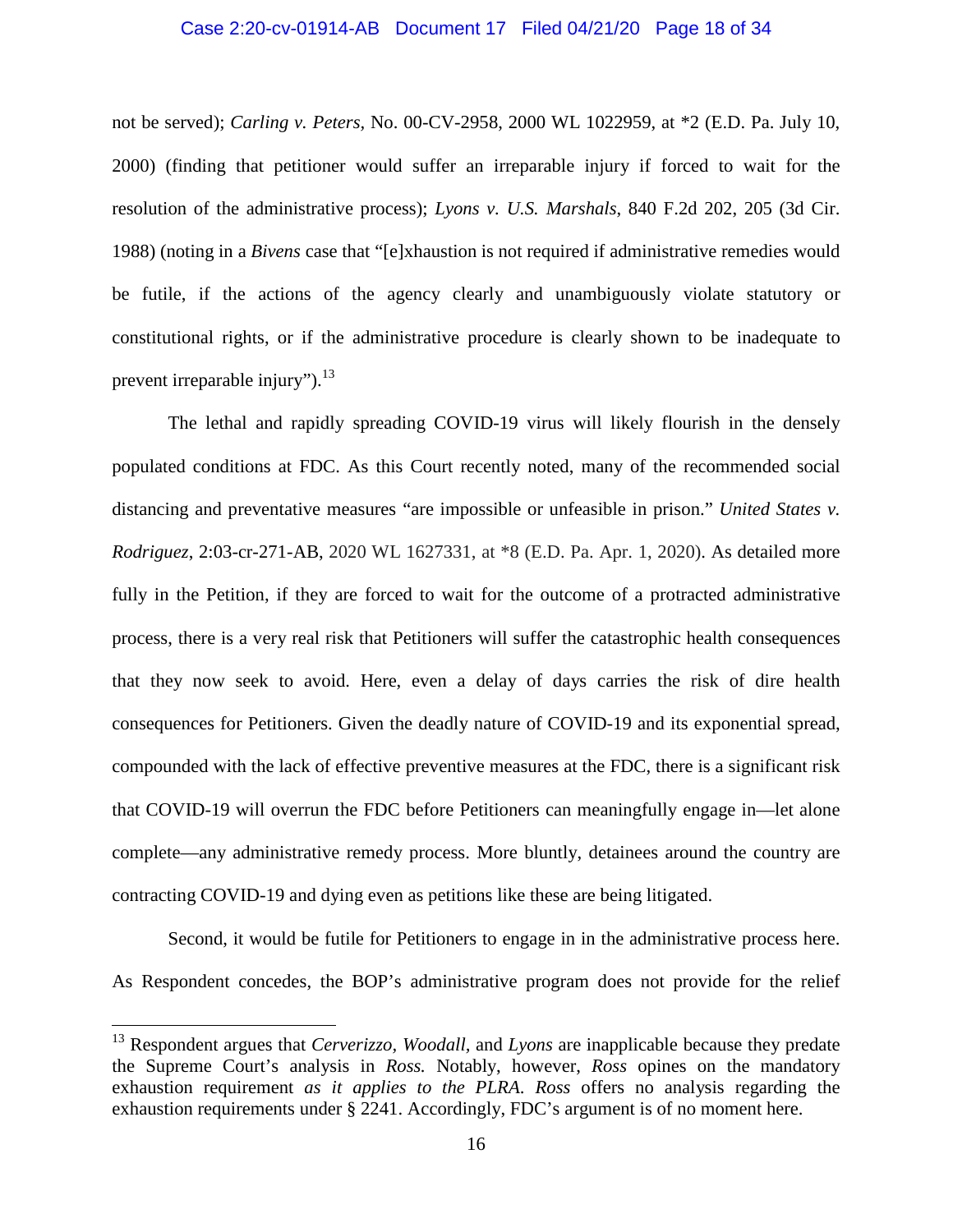not be served); *Carling v. Peters*, No. 00-CV-2958, 2000 WL 1022959, at *2 (E.D. Pa. July 10, 2000) (finding that petitioner would suffer an irreparable injury if forced to wait for the resolution of the administrative process); *Lyons v. U.S. Marshals*, 840 F.2d 202, 205 (3d Cir. 1988) (noting in a *Bivens* case that "[e]xhaustion is not required if administrative remedies would be futile, if the actions of the agency clearly and unambiguously violate statutory or constitutional rights, or if the administrative procedure is clearly shown to be inadequate to prevent irreparable injury").[13]

The lethal and rapidly spreading COVID-19 virus will likely flourish in the densely populated conditions at FDC. As this Court recently noted, many of the recommended social distancing and preventative measures "are impossible or unfeasible in prison." *United States v. Rodriguez*, 2:03-cr-271-AB, 2020 WL 1627331, at *8 (E.D. Pa. Apr. 1, 2020). As detailed more fully in the Petition, if they are forced to wait for the outcome of a protracted administrative process, there is a very real risk that Petitioners will suffer the catastrophic health consequences that they now seek to avoid. Here, even a delay of days carries the risk of dire health consequences for Petitioners. Given the deadly nature of COVID-19 and its exponential spread, compounded with the lack of effective preventive measures at the FDC, there is a significant risk that COVID-19 will overrun the FDC before Petitioners can meaningfully engage in—let alone complete—any administrative remedy process. More bluntly, detainees around the country are contracting COVID-19 and dying even as petitions like these are being litigated.

Second, it would be futile for Petitioners to engage in in the administrative process here. As Respondent concedes, the BOP's administrative program does not provide for the relief

---

[13] Respondent argues that *Cerverizzo, Woodall,* and *Lyons* are inapplicable because they predate the Supreme Court's analysis in *Ross.* Notably, however, *Ross* opines on the mandatory exhaustion requirement *as it applies to the PLRA*. *Ross* offers no analysis regarding the exhaustion requirements under § 2241. Accordingly, FDC's argument is of no moment here.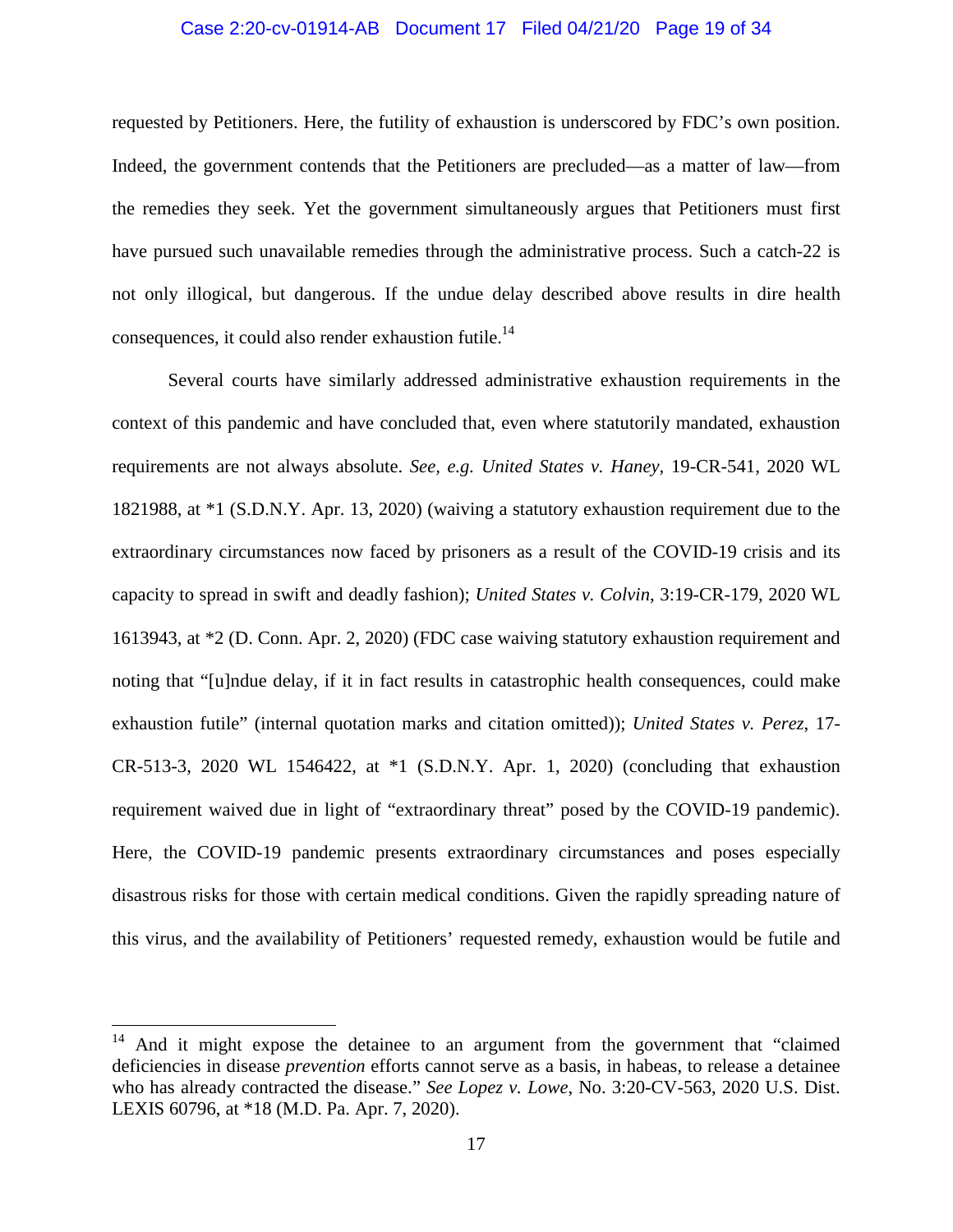requested by Petitioners. Here, the futility of exhaustion is underscored by FDC's own position. Indeed, the government contends that the Petitoners are precluded—as a matter of law—from the remedies they seek. Yet the government simultaneously argues that Petitioners must first have pursued such unavailable remedies through the administrative process. Such a catch-22 is not only illogical, but dangerous. If the undue delay described above results in dire health consequences, it could also render exhaustion futile.[14]

Several courts have similarly addressed administrative exhaustion requirements in the context of this pandemic and have concluded that, even where statutorily mandated, exhaustion requirements are not always absolute. *See, e.g. United States v. Haney,* 19-CR-541, 2020 WL 1821988, at *1 (S.D.N.Y. Apr. 13, 2020) (waiving a statutory exhaustion requirement due to the extraordinary circumstances now faced by prisoners as a result of the COVID-19 crisis and its capacity to spread in swift and deadly fashion); *United States v. Colvin*, 3:19-CR-179, 2020 WL 1613943, at *2 (D. Conn. Apr. 2, 2020) (FDC case waiving statutory exhaustion requirement and noting that "[u]ndue delay, if it in fact results in catastrophic health consequences, could make exhaustion futile" (internal quotation marks and citation omitted)); *United States v. Perez*, 17-CR-513-3, 2020 WL 1546422, at *1 (S.D.N.Y. Apr. 1, 2020) (concluding that exhaustion requirement waived due in light of "extraordinary threat" posed by the COVID-19 pandemic). Here, the COVID-19 pandemic presents extraordinary circumstances and poses especially disastrous risks for those with certain medical conditions. Given the rapidly spreading nature of this virus, and the availability of Petitioners' requested remedy, exhaustion would be futile and

---

[14] And it might expose the detainee to an argument from the government that "claimed deficiencies in disease *prevention* efforts cannot serve as a basis, in habeas, to release a detainee who has already contracted the disease." *See Lopez v. Lowe*, No. 3:20-CV-563, 2020 U.S. Dist. LEXIS 60796, at *18 (M.D. Pa. Apr. 7, 2020).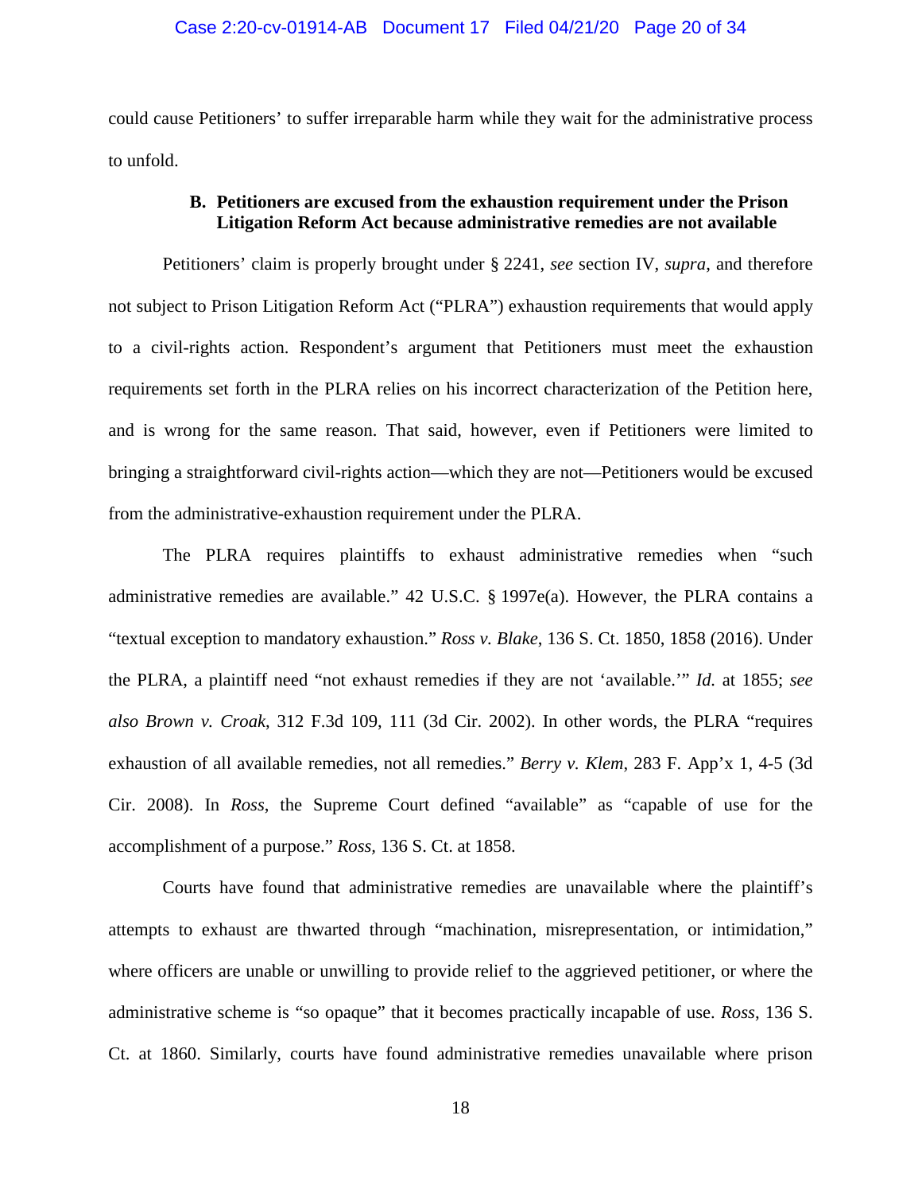could cause Petitioners' to suffer irreparable harm while they wait for the administrative process to unfold.

### B. Petitioners are excused from the exhaustion requirement under the Prison Litigation Reform Act because administrative remedies are not available

Petitioners' claim is properly brought under § 2241, *see* section IV, *supra*, and therefore not subject to Prison Litigation Reform Act ("PLRA") exhaustion requirements that would apply to a civil-rights action. Respondent's argument that Petitioners must meet the exhaustion requirements set forth in the PLRA relies on his incorrect characterization of the Petition here, and is wrong for the same reason. That said, however, even if Petitioners were limited to bringing a straightforward civil-rights action—which they are not—Petitioners would be excused from the administrative-exhaustion requirement under the PLRA.

The PLRA requires plaintiffs to exhaust administrative remedies when "such administrative remedies are available." 42 U.S.C. § 1997e(a). However, the PLRA contains a "textual exception to mandatory exhaustion." *Ross v. Blake*, 136 S. Ct. 1850, 1858 (2016). Under the PLRA, a plaintiff need "not exhaust remedies if they are not 'available.'" *Id.* at 1855; *see also Brown v. Croak*, 312 F.3d 109, 111 (3d Cir. 2002). In other words, the PLRA "requires exhaustion of all available remedies, not all remedies." *Berry v. Klem*, 283 F. App'x 1, 4-5 (3d Cir. 2008). In *Ross*, the Supreme Court defined "available" as "capable of use for the accomplishment of a purpose." *Ross*, 136 S. Ct. at 1858.

Courts have found that administrative remedies are unavailable where the plaintiff's attempts to exhaust are thwarted through "machination, misrepresentation, or intimidation," where officers are unable or unwilling to provide relief to the aggrieved petitioner, or where the administrative scheme is "so opaque" that it becomes practically incapable of use. *Ross*, 136 S. Ct. at 1860. Similarly, courts have found administrative remedies unavailable where prison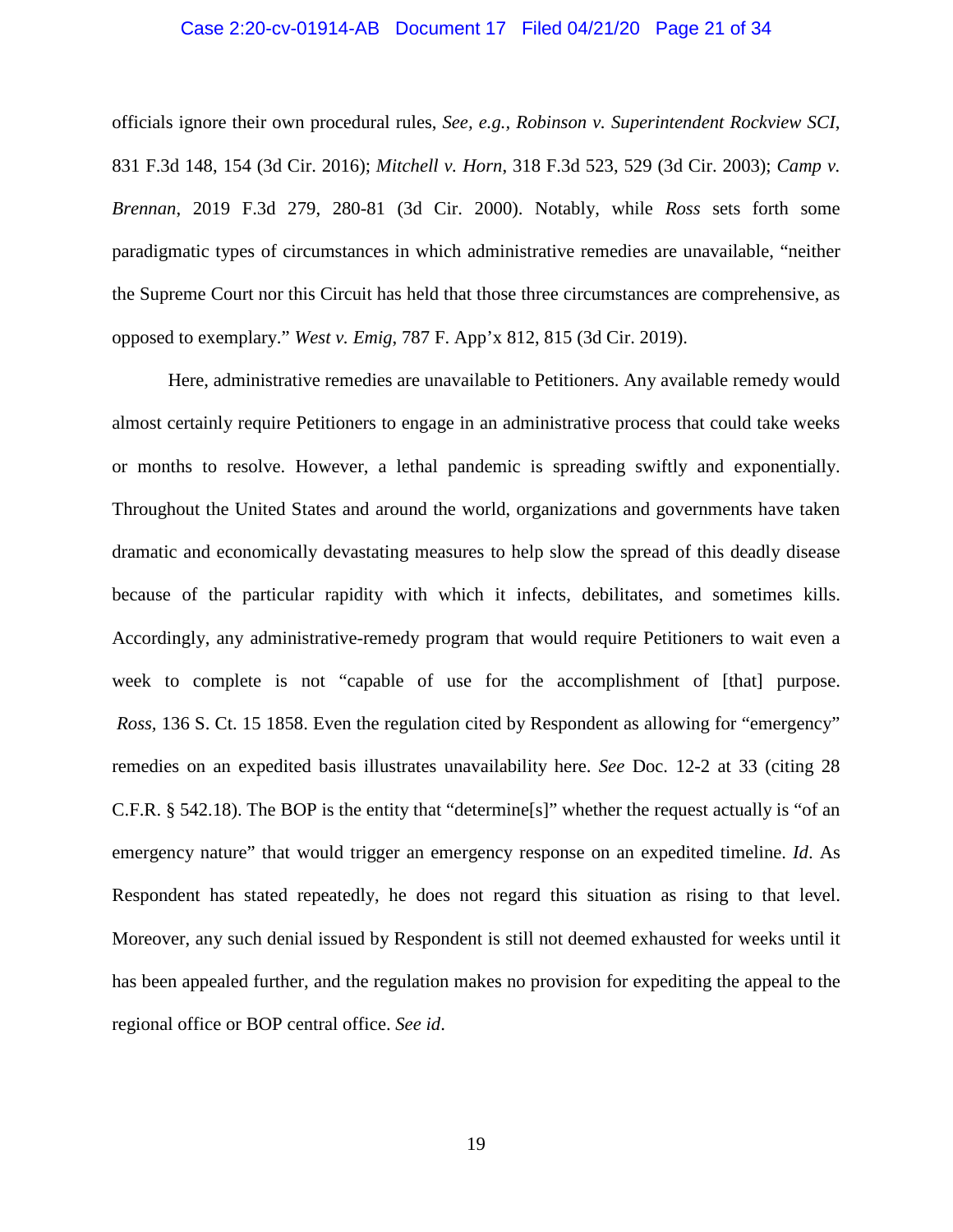officials ignore their own procedural rules, *See, e.g.*, *Robinson v. Superintendent Rockview SCI*, 831 F.3d 148, 154 (3d Cir. 2016); *Mitchell v. Horn*, 318 F.3d 523, 529 (3d Cir. 2003); *Camp v. Brennan*, 2019 F.3d 279, 280-81 (3d Cir. 2000). Notably, while *Ross* sets forth some paradigmatic types of circumstances in which administrative remedies are unavailable, "neither the Supreme Court nor this Circuit has held that those three circumstances are comprehensive, as opposed to exemplary." *West v. Emig*, 787 F. App'x 812, 815 (3d Cir. 2019).

Here, administrative remedies are unavailable to Petitioners. Any available remedy would almost certainly require Petitioners to engage in an administrative process that could take weeks or months to resolve. However, a lethal pandemic is spreading swiftly and exponentially. Throughout the United States and around the world, organizations and governments have taken dramatic and economically devastating measures to help slow the spread of this deadly disease because of the particular rapidity with which it infects, debilitates, and sometimes kills. Accordingly, any administrative-remedy program that would require Petitioners to wait even a week to complete is not "capable of use for the accomplishment of [that] purpose. *Ross*, 136 S. Ct. 15 1858. Even the regulation cited by Respondent as allowing for "emergency" remedies on an expedited basis illustrates unavailability here. *See* Doc. 12-2 at 33 (citing 28 C.F.R. § 542.18). The BOP is the entity that "determine[s]" whether the request actually is "of an emergency nature" that would trigger an emergency response on an expedited timeline. *Id*. As Respondent has stated repeatedly, he does not regard this situation as rising to that level. Moreover, any such denial issued by Respondent is still not deemed exhausted for weeks until it has been appealed further, and the regulation makes no provision for expediting the appeal to the regional office or BOP central office. *See id*.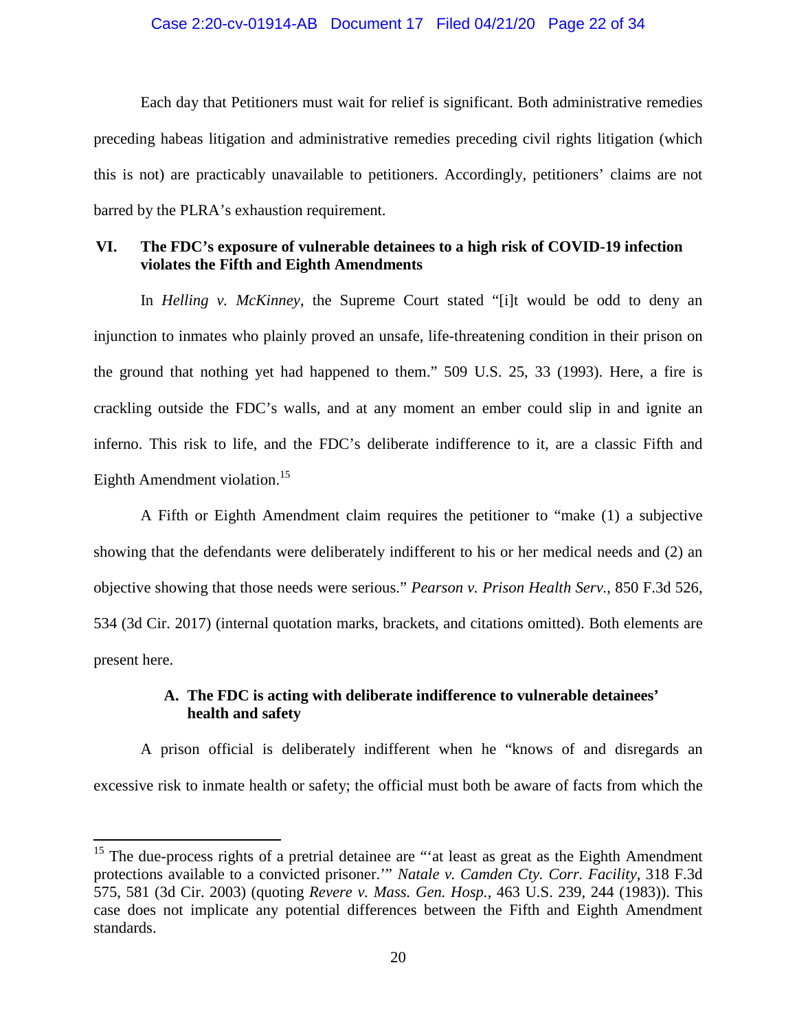Each day that Petitioners must wait for relief is significant. Both administrative remedies preceding habeas litigation and administrative remedies preceding civil rights litigation (which this is not) are practicably unavailable to petitioners. Accordingly, petitioners' claims are not barred by the PLRA's exhaustion requirement.

## VI. The FDC's exposure of vulnerable detainees to a high risk of COVID-19 infection violates the Fifth and Eighth Amendments

In *Helling v. McKinney*, the Supreme Court stated "[i]t would be odd to deny an injunction to inmates who plainly proved an unsafe, life-threatening condition in their prison on the ground that nothing yet had happened to them." 509 U.S. 25, 33 (1993). Here, a fire is crackling outside the FDC's walls, and at any moment an ember could slip in and ignite an inferno. This risk to life, and the FDC's deliberate indifference to it, are a classic Fifth and Eighth Amendment violation.[15]

A Fifth or Eighth Amendment claim requires the petitioner to "make (1) a subjective showing that the defendants were deliberately indifferent to his or her medical needs and (2) an objective showing that those needs were serious." *Pearson v. Prison Health Serv.*, 850 F.3d 526, 534 (3d Cir. 2017) (internal quotation marks, brackets, and citations omitted). Both elements are present here.

### A. The FDC is acting with deliberate indifference to vulnerable detainees' health and safety

A prison official is deliberately indifferent when he "knows of and disregards an excessive risk to inmate health or safety; the official must both be aware of facts from which the

---

[15] The due-process rights of a pretrial detainee are "'at least as great as the Eighth Amendment protections available to a convicted prisoner.'" *Natale v. Camden Cty. Corr. Facility*, 318 F.3d 575, 581 (3d Cir. 2003) (quoting *Revere v. Mass. Gen. Hosp.*, 463 U.S. 239, 244 (1983)). This case does not implicate any potential differences between the Fifth and Eighth Amendment standards.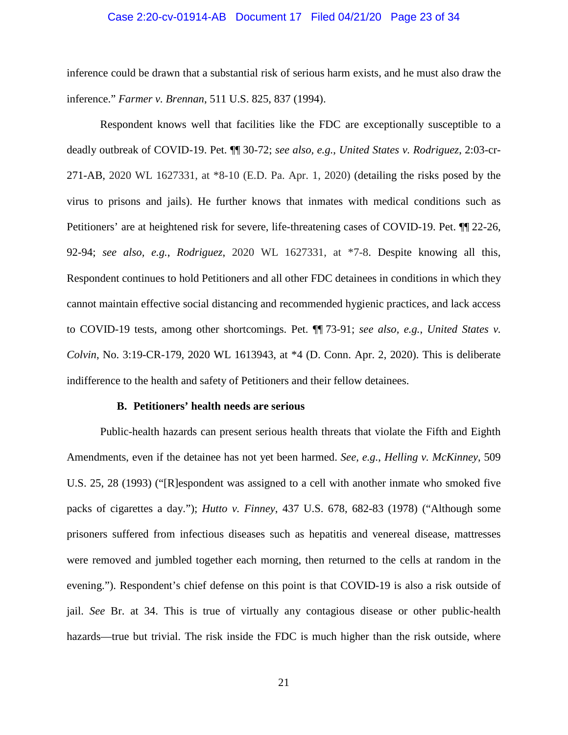inference could be drawn that a substantial risk of serious harm exists, and he must also draw the inference." *Farmer v. Brennan*, 511 U.S. 825, 837 (1994).

Respondent knows well that facilities like the FDC are exceptionally susceptible to a deadly outbreak of COVID-19. Pet. ¶¶ 30-72; *see also, e.g.*, *United States v. Rodriguez*, 2:03-cr-271-AB, 2020 WL 1627331, at *8-10 (E.D. Pa. Apr. 1, 2020) (detailing the risks posed by the virus to prisons and jails). He further knows that inmates with medical conditions such as Petitioners' are at heightened risk for severe, life-threatening cases of COVID-19. Pet. ¶¶ 22-26, 92-94; *see also*, *e.g.*, *Rodriguez*, 2020 WL 1627331, at *7-8. Despite knowing all this, Respondent continues to hold Petitioners and all other FDC detainees in conditions in which they cannot maintain effective social distancing and recommended hygienic practices, and lack access to COVID-19 tests, among other shortcomings. Pet. ¶¶ 73-91; *see also, e.g.*, *United States v. Colvin*, No. 3:19-CR-179, 2020 WL 1613943, at *4 (D. Conn. Apr. 2, 2020). This is deliberate indifference to the health and safety of Petitioners and their fellow detainees.

### B. Petitioners' health needs are serious

Public-health hazards can present serious health threats that violate the Fifth and Eighth Amendments, even if the detainee has not yet been harmed. *See, e.g.*, *Helling v. McKinney*, 509 U.S. 25, 28 (1993) ("[R]espondent was assigned to a cell with another inmate who smoked five packs of cigarettes a day."); *Hutto v. Finney*, 437 U.S. 678, 682-83 (1978) ("Although some prisoners suffered from infectious diseases such as hepatitis and venereal disease, mattresses were removed and jumbled together each morning, then returned to the cells at random in the evening."). Respondent's chief defense on this point is that COVID-19 is also a risk outside of jail. *See* Br. at 34. This is true of virtually any contagious disease or other public-health hazards—true but trivial. The risk inside the FDC is much higher than the risk outside, where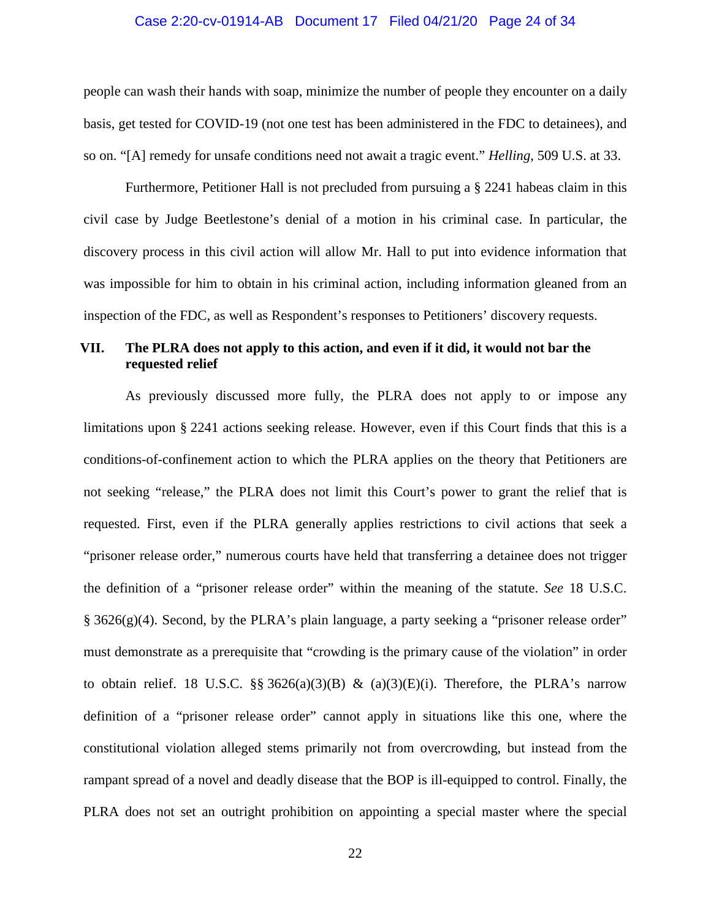people can wash their hands with soap, minimize the number of people they encounter on a daily basis, get tested for COVID-19 (not one test has been administered in the FDC to detainees), and so on. "[A] remedy for unsafe conditions need not await a tragic event." *Helling*, 509 U.S. at 33.

Furthermore, Petitioner Hall is not precluded from pursuing a § 2241 habeas claim in this civil case by Judge Beetlestone's denial of a motion in his criminal case. In particular, the discovery process in this civil action will allow Mr. Hall to put into evidence information that was impossible for him to obtain in his criminal action, including information gleaned from an inspection of the FDC, as well as Respondent's responses to Petitioners' discovery requests.

## VII. The PLRA does not apply to this action, and even if it did, it would not bar the requested relief

As previously discussed more fully, the PLRA does not apply to or impose any limitations upon § 2241 actions seeking release. However, even if this Court finds that this is a conditions-of-confinement action to which the PLRA applies on the theory that Petitioners are not seeking "release," the PLRA does not limit this Court's power to grant the relief that is requested. First, even if the PLRA generally applies restrictions to civil actions that seek a "prisoner release order," numerous courts have held that transferring a detainee does not trigger the definition of a "prisoner release order" within the meaning of the statute. *See* 18 U.S.C. § 3626(g)(4). Second, by the PLRA's plain language, a party seeking a "prisoner release order" must demonstrate as a prerequisite that "crowding is the primary cause of the violation" in order to obtain relief. 18 U.S.C. §§ 3626(a)(3)(B) & (a)(3)(E)(i). Therefore, the PLRA's narrow definition of a "prisoner release order" cannot apply in situations like this one, where the constitutional violation alleged stems primarily not from overcrowding, but instead from the rampant spread of a novel and deadly disease that the BOP is ill-equipped to control. Finally, the PLRA does not set an outright prohibition on appointing a special master where the special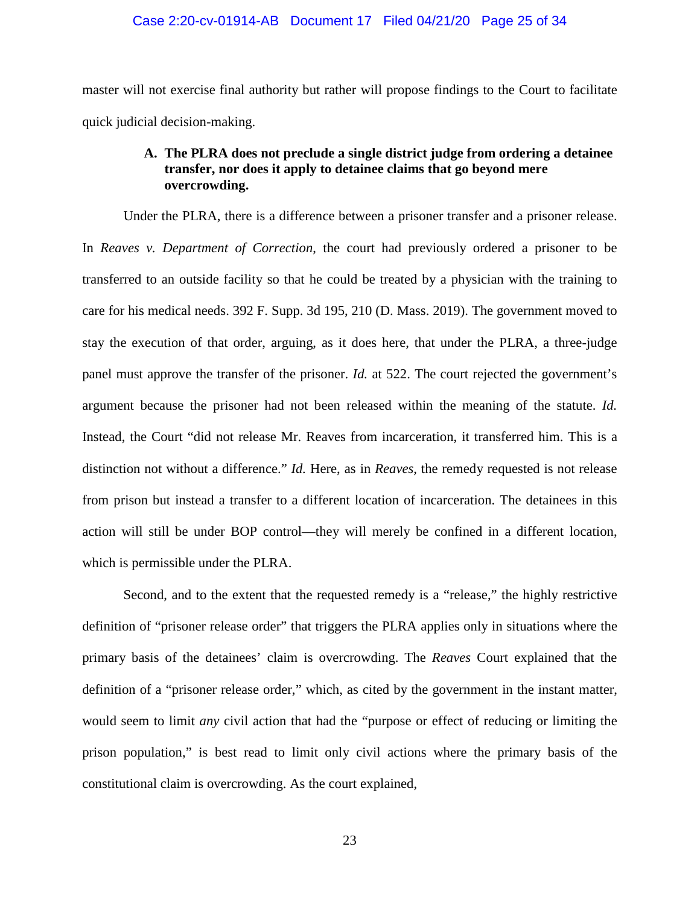master will not exercise final authority but rather will propose findings to the Court to facilitate quick judicial decision-making.

### A. The PLRA does not preclude a single district judge from ordering a detainee transfer, nor does it apply to detainee claims that go beyond mere overcrowding.

Under the PLRA, there is a difference between a prisoner transfer and a prisoner release. In *Reaves v. Department of Correction*, the court had previously ordered a prisoner to be transferred to an outside facility so that he could be treated by a physician with the training to care for his medical needs. 392 F. Supp. 3d 195, 210 (D. Mass. 2019). The government moved to stay the execution of that order, arguing, as it does here, that under the PLRA, a three-judge panel must approve the transfer of the prisoner. *Id.* at 522. The court rejected the government's argument because the prisoner had not been released within the meaning of the statute. *Id.* Instead, the Court "did not release Mr. Reaves from incarceration, it transferred him. This is a distinction not without a difference." *Id.* Here, as in *Reaves*, the remedy requested is not release from prison but instead a transfer to a different location of incarceration. The detainees in this action will still be under BOP control—they will merely be confined in a different location, which is permissible under the PLRA.

Second, and to the extent that the requested remedy is a "release," the highly restrictive definition of "prisoner release order" that triggers the PLRA applies only in situations where the primary basis of the detainees' claim is overcrowding. The *Reaves* Court explained that the definition of a "prisoner release order," which, as cited by the government in the instant matter, would seem to limit *any* civil action that had the "purpose or effect of reducing or limiting the prison population," is best read to limit only civil actions where the primary basis of the constitutional claim is overcrowding. As the court explained,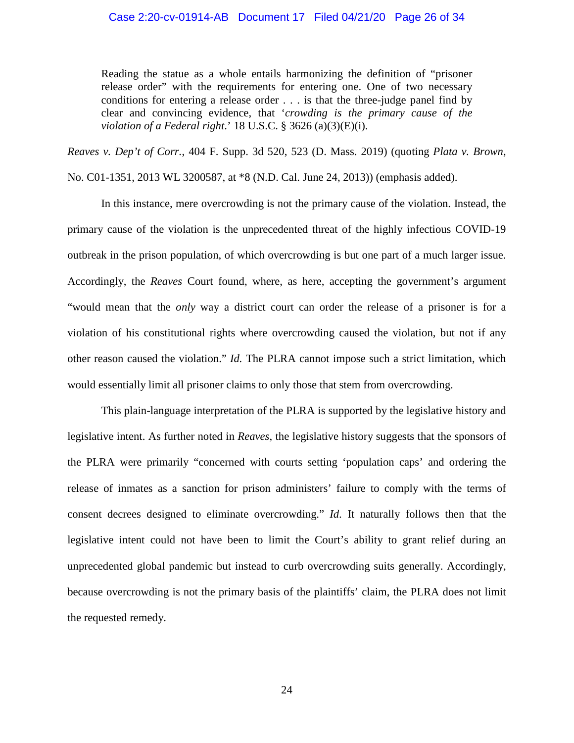> Reading the statue as a whole entails harmonizing the definition of "prisoner release order" with the requirements for entering one. One of two necessary conditions for entering a release order . . . is that the three-judge panel find by clear and convincing evidence, that '*crowding is the primary cause of the violation of a Federal right*.' 18 U.S.C. § 3626 (a)(3)(E)(i).

*Reaves v. Dep't of Corr.*, 404 F. Supp. 3d 520, 523 (D. Mass. 2019) (quoting *Plata v. Brown*, No. C01-1351, 2013 WL 3200587, at *8 (N.D. Cal. June 24, 2013)) (emphasis added).

In this instance, mere overcrowding is not the primary cause of the violation. Instead, the primary cause of the violation is the unprecedented threat of the highly infectious COVID-19 outbreak in the prison population, of which overcrowding is but one part of a much larger issue. Accordingly, the *Reaves* Court found, where, as here, accepting the government's argument "would mean that the *only* way a district court can order the release of a prisoner is for a violation of his constitutional rights where overcrowding caused the violation, but not if any other reason caused the violation." *Id.* The PLRA cannot impose such a strict limitation, which would essentially limit all prisoner claims to only those that stem from overcrowding.

This plain-language interpretation of the PLRA is supported by the legislative history and legislative intent. As further noted in *Reaves*, the legislative history suggests that the sponsors of the PLRA were primarily "concerned with courts setting 'population caps' and ordering the release of inmates as a sanction for prison administers' failure to comply with the terms of consent decrees designed to eliminate overcrowding." *Id*. It naturally follows then that the legislative intent could not have been to limit the Court's ability to grant relief during an unprecedented global pandemic but instead to curb overcrowding suits generally. Accordingly, because overcrowding is not the primary basis of the plaintiffs' claim, the PLRA does not limit the requested remedy.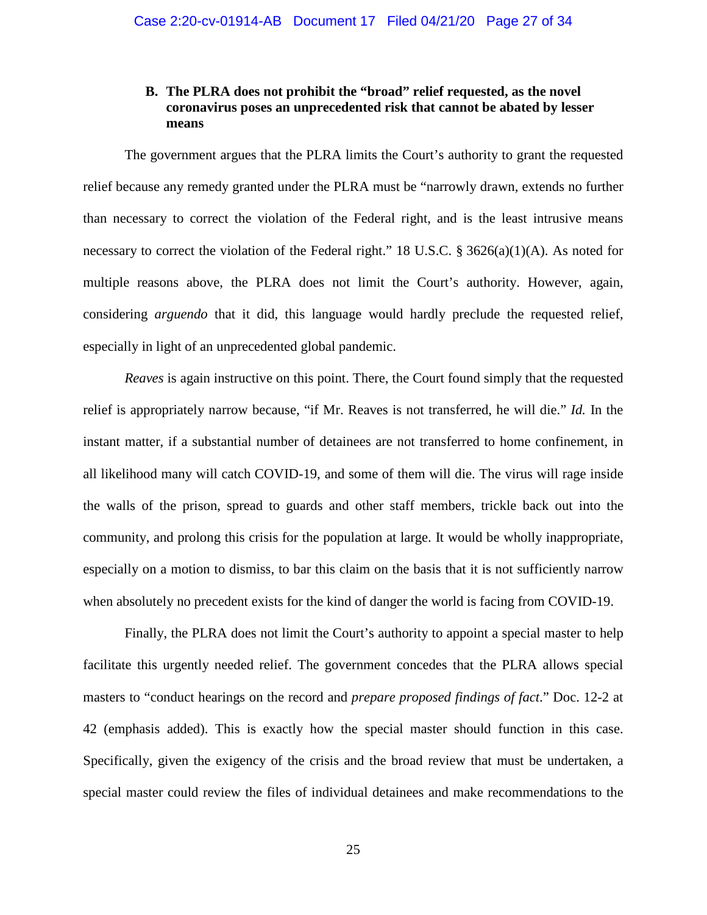### B. The PLRA does not prohibit the "broad" relief requested, as the novel coronavirus poses an unprecedented risk that cannot be abated by lesser means

The government argues that the PLRA limits the Court's authority to grant the requested relief because any remedy granted under the PLRA must be "narrowly drawn, extends no further than necessary to correct the violation of the Federal right, and is the least intrusive means necessary to correct the violation of the Federal right." 18 U.S.C. § 3626(a)(1)(A). As noted for multiple reasons above, the PLRA does not limit the Court's authority. However, again, considering *arguendo* that it did, this language would hardly preclude the requested relief, especially in light of an unprecedented global pandemic.

*Reaves* is again instructive on this point. There, the Court found simply that the requested relief is appropriately narrow because, "if Mr. Reaves is not transferred, he will die." *Id.* In the instant matter, if a substantial number of detainees are not transferred to home confinement, in all likelihood many will catch COVID-19, and some of them will die. The virus will rage inside the walls of the prison, spread to guards and other staff members, trickle back out into the community, and prolong this crisis for the population at large. It would be wholly inappropriate, especially on a motion to dismiss, to bar this claim on the basis that it is not sufficiently narrow when absolutely no precedent exists for the kind of danger the world is facing from COVID-19.

Finally, the PLRA does not limit the Court's authority to appoint a special master to help facilitate this urgently needed relief. The government concedes that the PLRA allows special masters to "conduct hearings on the record and *prepare proposed findings of fact*." Doc. 12-2 at 42 (emphasis added). This is exactly how the special master should function in this case. Specifically, given the exigency of the crisis and the broad review that must be undertaken, a special master could review the files of individual detainees and make recommendations to the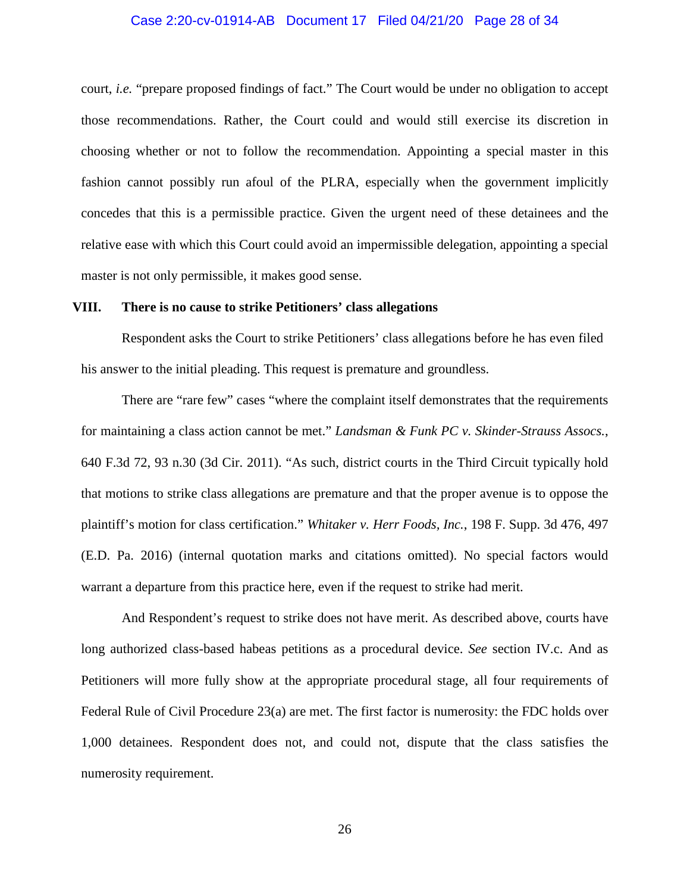court, *i.e.* "prepare proposed findings of fact." The Court would be under no obligation to accept those recommendations. Rather, the Court could and would still exercise its discretion in choosing whether or not to follow the recommendation. Appointing a special master in this fashion cannot possibly run afoul of the PLRA, especially when the government implicitly concedes that this is a permissible practice. Given the urgent need of these detainees and the relative ease with which this Court could avoid an impermissible delegation, appointing a special master is not only permissible, it makes good sense.

## VIII. There is no cause to strike Petitioners' class allegations

Respondent asks the Court to strike Petitioners' class allegations before he has even filed his answer to the initial pleading. This request is premature and groundless.

There are "rare few" cases "where the complaint itself demonstrates that the requirements for maintaining a class action cannot be met." *Landsman & Funk PC v. Skinder-Strauss Assocs.*, 640 F.3d 72, 93 n.30 (3d Cir. 2011). "As such, district courts in the Third Circuit typically hold that motions to strike class allegations are premature and that the proper avenue is to oppose the plaintiff's motion for class certification." *Whitaker v. Herr Foods, Inc.*, 198 F. Supp. 3d 476, 497 (E.D. Pa. 2016) (internal quotation marks and citations omitted). No special factors would warrant a departure from this practice here, even if the request to strike had merit.

And Respondent's request to strike does not have merit. As described above, courts have long authorized class-based habeas petitions as a procedural device. *See* section IV.c. And as Petitioners will more fully show at the appropriate procedural stage, all four requirements of Federal Rule of Civil Procedure 23(a) are met. The first factor is numerosity: the FDC holds over 1,000 detainees. Respondent does not, and could not, dispute that the class satisfies the numerosity requirement.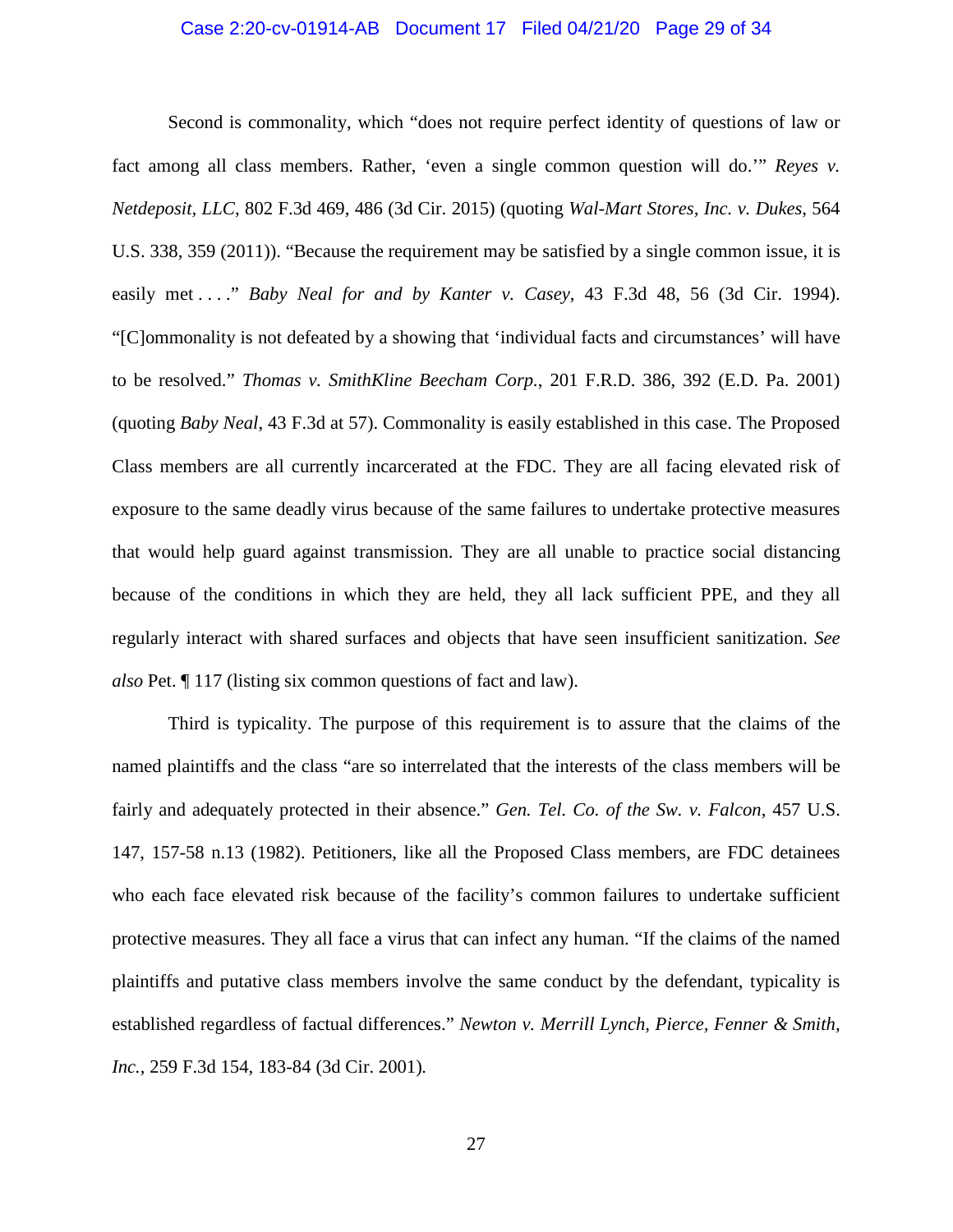Second is commonality, which "does not require perfect identity of questions of law or fact among all class members. Rather, 'even a single common question will do.'" *Reyes v. Netdeposit, LLC*, 802 F.3d 469, 486 (3d Cir. 2015) (quoting *Wal-Mart Stores, Inc. v. Dukes*, 564 U.S. 338, 359 (2011)). "Because the requirement may be satisfied by a single common issue, it is easily met . . . ." *Baby Neal for and by Kanter v. Casey*, 43 F.3d 48, 56 (3d Cir. 1994). "[C]ommonality is not defeated by a showing that 'individual facts and circumstances' will have to be resolved." *Thomas v. SmithKline Beecham Corp.*, 201 F.R.D. 386, 392 (E.D. Pa. 2001) (quoting *Baby Neal*, 43 F.3d at 57). Commonality is easily established in this case. The Proposed Class members are all currently incarcerated at the FDC. They are all facing elevated risk of exposure to the same deadly virus because of the same failures to undertake protective measures that would help guard against transmission. They are all unable to practice social distancing because of the conditions in which they are held, they all lack sufficient PPE, and they all regularly interact with shared surfaces and objects that have seen insufficient sanitization. *See also* Pet. ¶ 117 (listing six common questions of fact and law).

Third is typicality. The purpose of this requirement is to assure that the claims of the named plaintiffs and the class "are so interrelated that the interests of the class members will be fairly and adequately protected in their absence." *Gen. Tel. Co. of the Sw. v. Falcon*, 457 U.S. 147, 157-58 n.13 (1982). Petitioners, like all the Proposed Class members, are FDC detainees who each face elevated risk because of the facility's common failures to undertake sufficient protective measures. They all face a virus that can infect any human. "If the claims of the named plaintiffs and putative class members involve the same conduct by the defendant, typicality is established regardless of factual differences." *Newton v. Merrill Lynch, Pierce, Fenner & Smith, Inc.*, 259 F.3d 154, 183-84 (3d Cir. 2001).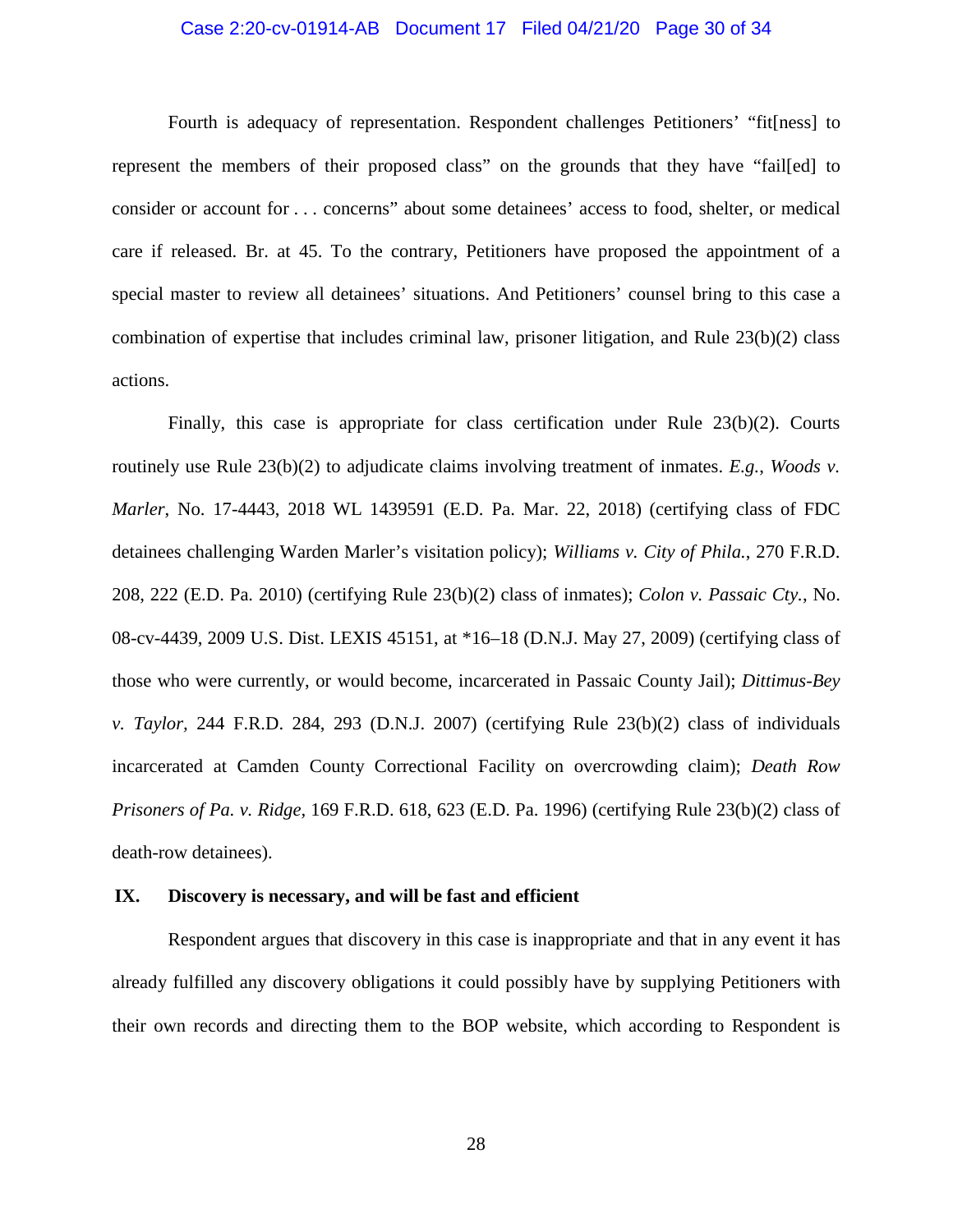Fourth is adequacy of representation. Respondent challenges Petitioners' "fit[ness] to represent the members of their proposed class" on the grounds that they have "fail[ed] to consider or account for . . . concerns" about some detainees' access to food, shelter, or medical care if released. Br. at 45. To the contrary, Petitioners have proposed the appointment of a special master to review all detainees' situations. And Petitioners' counsel bring to this case a combination of expertise that includes criminal law, prisoner litigation, and Rule 23(b)(2) class actions.

Finally, this case is appropriate for class certification under Rule 23(b)(2). Courts routinely use Rule 23(b)(2) to adjudicate claims involving treatment of inmates. *E.g.*, *Woods v. Marler*, No. 17-4443, 2018 WL 1439591 (E.D. Pa. Mar. 22, 2018) (certifying class of FDC detainees challenging Warden Marler's visitation policy); *Williams v. City of Phila.*, 270 F.R.D. 208, 222 (E.D. Pa. 2010) (certifying Rule 23(b)(2) class of inmates); *Colon v. Passaic Cty.*, No. 08-cv-4439, 2009 U.S. Dist. LEXIS 45151, at *16–18 (D.N.J. May 27, 2009) (certifying class of those who were currently, or would become, incarcerated in Passaic County Jail); *Dittimus-Bey v. Taylor*, 244 F.R.D. 284, 293 (D.N.J. 2007) (certifying Rule 23(b)(2) class of individuals incarcerated at Camden County Correctional Facility on overcrowding claim); *Death Row Prisoners of Pa. v. Ridge*, 169 F.R.D. 618, 623 (E.D. Pa. 1996) (certifying Rule 23(b)(2) class of death-row detainees).

## IX. Discovery is necessary, and will be fast and efficient

Respondent argues that discovery in this case is inappropriate and that in any event it has already fulfilled any discovery obligations it could possibly have by supplying Petitioners with their own records and directing them to the BOP website, which according to Respondent is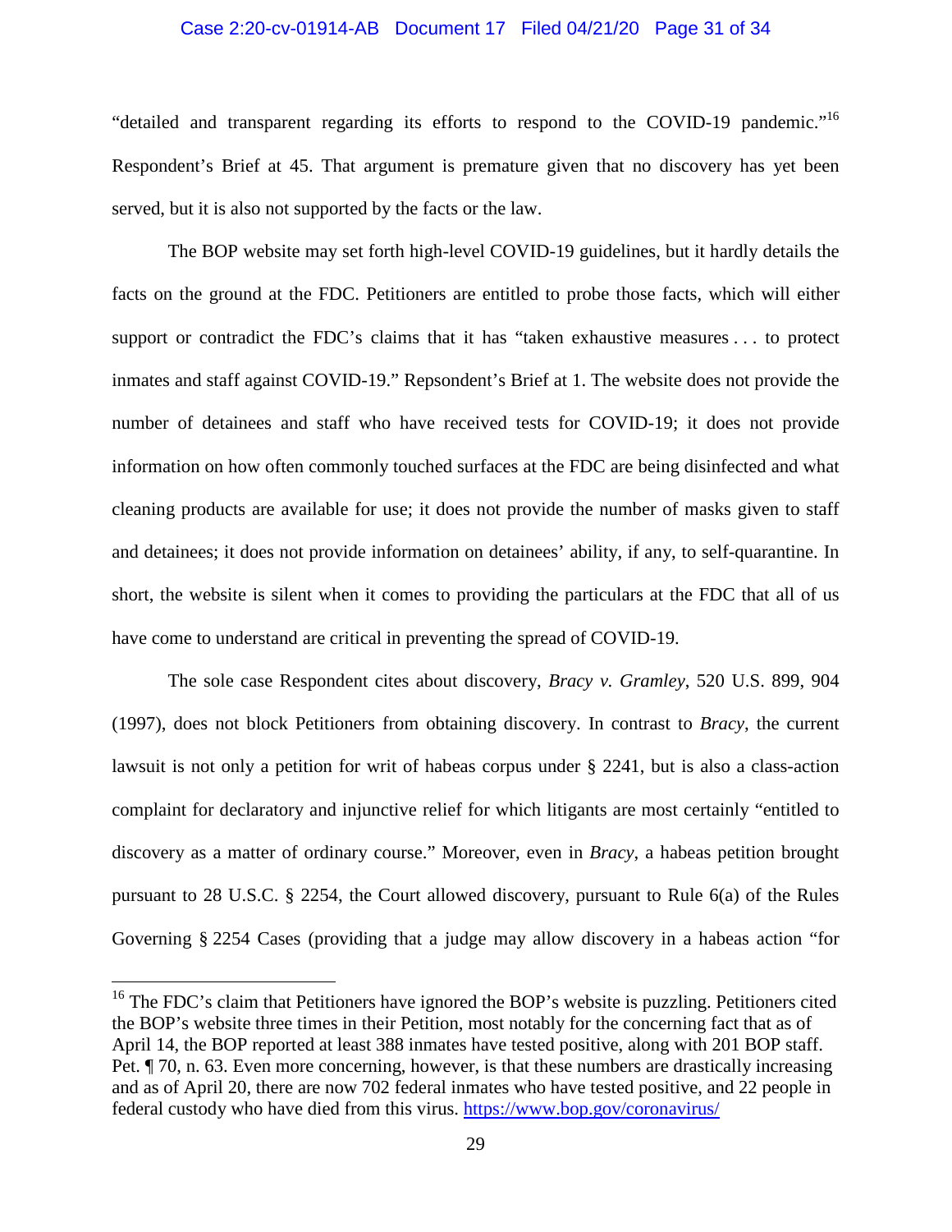"detailed and transparent regarding its efforts to respond to the COVID-19 pandemic."[16] Respondent's Brief at 45. That argument is premature given that no discovery has yet been served, but it is also not supported by the facts or the law.

The BOP website may set forth high-level COVID-19 guidelines, but it hardly details the facts on the ground at the FDC. Petitioners are entitled to probe those facts, which will either support or contradict the FDC's claims that it has "taken exhaustive measures . . . to protect inmates and staff against COVID-19." Repsondent's Brief at 1. The website does not provide the number of detainees and staff who have received tests for COVID-19; it does not provide information on how often commonly touched surfaces at the FDC are being disinfected and what cleaning products are available for use; it does not provide the number of masks given to staff and detainees; it does not provide information on detainees' ability, if any, to self-quarantine. In short, the website is silent when it comes to providing the particulars at the FDC that all of us have come to understand are critical in preventing the spread of COVID-19.

The sole case Respondent cites about discovery, *Bracy v. Gramley*, 520 U.S. 899, 904 (1997), does not block Petitioners from obtaining discovery. In contrast to *Bracy*, the current lawsuit is not only a petition for writ of habeas corpus under § 2241, but is also a class-action complaint for declaratory and injunctive relief for which litigants are most certainly "entitled to discovery as a matter of ordinary course." Moreover, even in *Bracy*, a habeas petition brought pursuant to 28 U.S.C. § 2254, the Court allowed discovery, pursuant to Rule 6(a) of the Rules Governing § 2254 Cases (providing that a judge may allow discovery in a habeas action "for

---

[16] The FDC's claim that Petitioners have ignored the BOP's website is puzzling. Petitioners cited the BOP's website three times in their Petition, most notably for the concerning fact that as of April 14, the BOP reported at least 388 inmates have tested positive, along with 201 BOP staff. Pet. ¶ 70, n. 63. Even more concerning, however, is that these numbers are drastically increasing and as of April 20, there are now 702 federal inmates who have tested positive, and 22 people in federal custody who have died from this virus. https://www.bop.gov/coronavirus/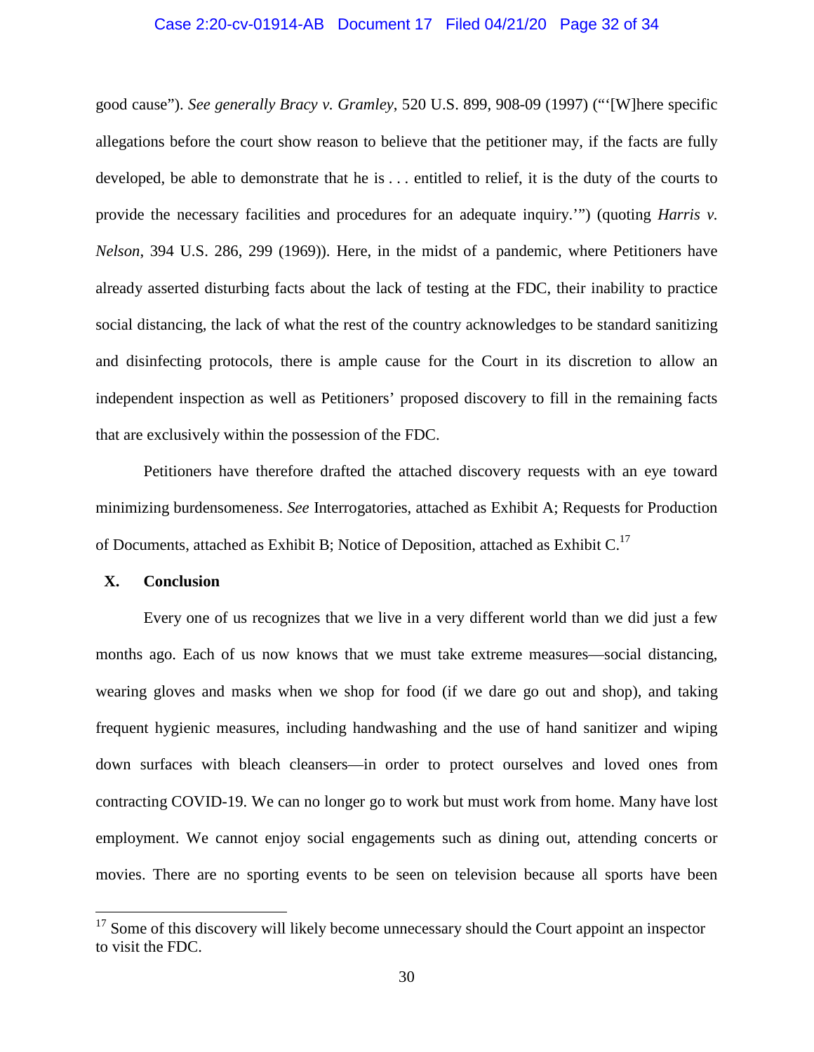good cause"). *See generally Bracy v. Gramley*, 520 U.S. 899, 908-09 (1997) ("'[W]here specific allegations before the court show reason to believe that the petitioner may, if the facts are fully developed, be able to demonstrate that he is . . . entitled to relief, it is the duty of the courts to provide the necessary facilities and procedures for an adequate inquiry.'") (quoting *Harris v. Nelson*, 394 U.S. 286, 299 (1969)). Here, in the midst of a pandemic, where Petitioners have already asserted disturbing facts about the lack of testing at the FDC, their inability to practice social distancing, the lack of what the rest of the country acknowledges to be standard sanitizing and disinfecting protocols, there is ample cause for the Court in its discretion to allow an independent inspection as well as Petitioners' proposed discovery to fill in the remaining facts that are exclusively within the possession of the FDC.

Petitioners have therefore drafted the attached discovery requests with an eye toward minimizing burdensomeness. *See* Interrogatories, attached as Exhibit A; Requests for Production of Documents, attached as Exhibit B; Notice of Deposition, attached as Exhibit C.[17]

## X. Conclusion

Every one of us recognizes that we live in a very different world than we did just a few months ago. Each of us now knows that we must take extreme measures—social distancing, wearing gloves and masks when we shop for food (if we dare go out and shop), and taking frequent hygienic measures, including handwashing and the use of hand sanitizer and wiping down surfaces with bleach cleansers—in order to protect ourselves and loved ones from contracting COVID-19. We can no longer go to work but must work from home. Many have lost employment. We cannot enjoy social engagements such as dining out, attending concerts or movies. There are no sporting events to be seen on television because all sports have been

---

[17] Some of this discovery will likely become unnecessary should the Court appoint an inspector to visit the FDC.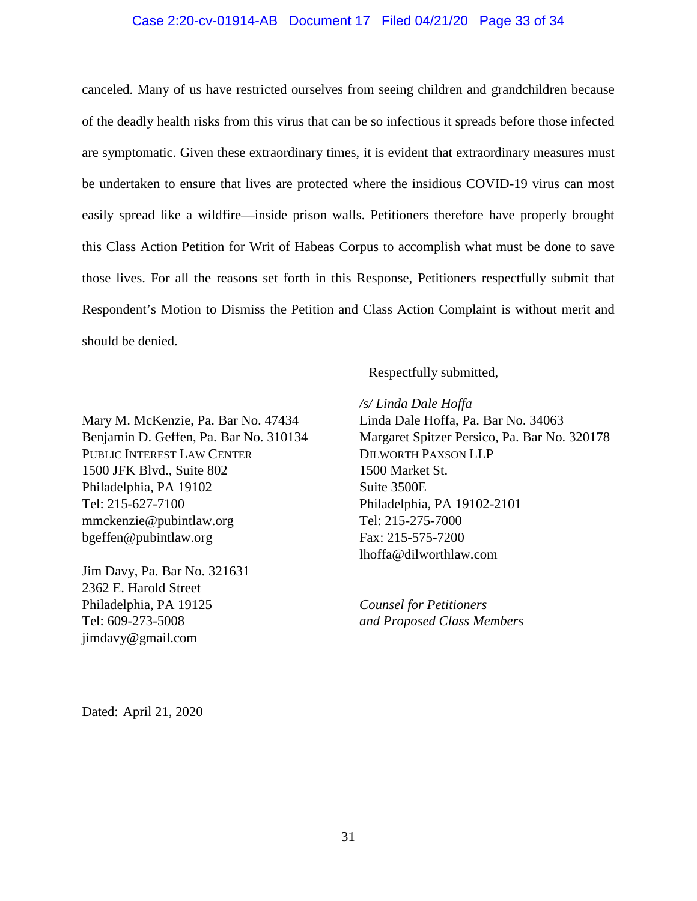canceled. Many of us have restricted ourselves from seeing children and grandchildren because of the deadly health risks from this virus that can be so infectious it spreads before those infected are symptomatic. Given these extraordinary times, it is evident that extraordinary measures must be undertaken to ensure that lives are protected where the insidious COVID-19 virus can most easily spread like a wildfire—inside prison walls. Petitioners therefore have properly brought this Class Action Petition for Writ of Habeas Corpus to accomplish what must be done to save those lives. For all the reasons set forth in this Response, Petitioners respectfully submit that Respondent's Motion to Dismiss the Petition and Class Action Complaint is without merit and should be denied.

Respectfully submitted,

*/s/ Linda Dale Hoffa*
Linda Dale Hoffa, Pa. Bar No. 34063
Margaret Spitzer Persico, Pa. Bar No. 320178
DILWORTH PAXSON LLP
1500 Market St.
Suite 3500E
Philadelphia, PA 19102-2101
Tel: 215-275-7000
Fax: 215-575-7200
lhoffa@dilworthlaw.com

*Counsel for Petitioners and Proposed Class Members*

Mary M. McKenzie, Pa. Bar No. 47434
Benjamin D. Geffen, Pa. Bar No. 310134
PUBLIC INTEREST LAW CENTER
1500 JFK Blvd., Suite 802
Philadelphia, PA 19102
Tel: 215-627-7100
mmckenzie@pubintlaw.org
bgeffen@pubintlaw.org

Jim Davy, Pa. Bar No. 321631
2362 E. Harold Street
Philadelphia, PA 19125
Tel: 609-273-5008
jimdavy@gmail.com

Dated: April 21, 2020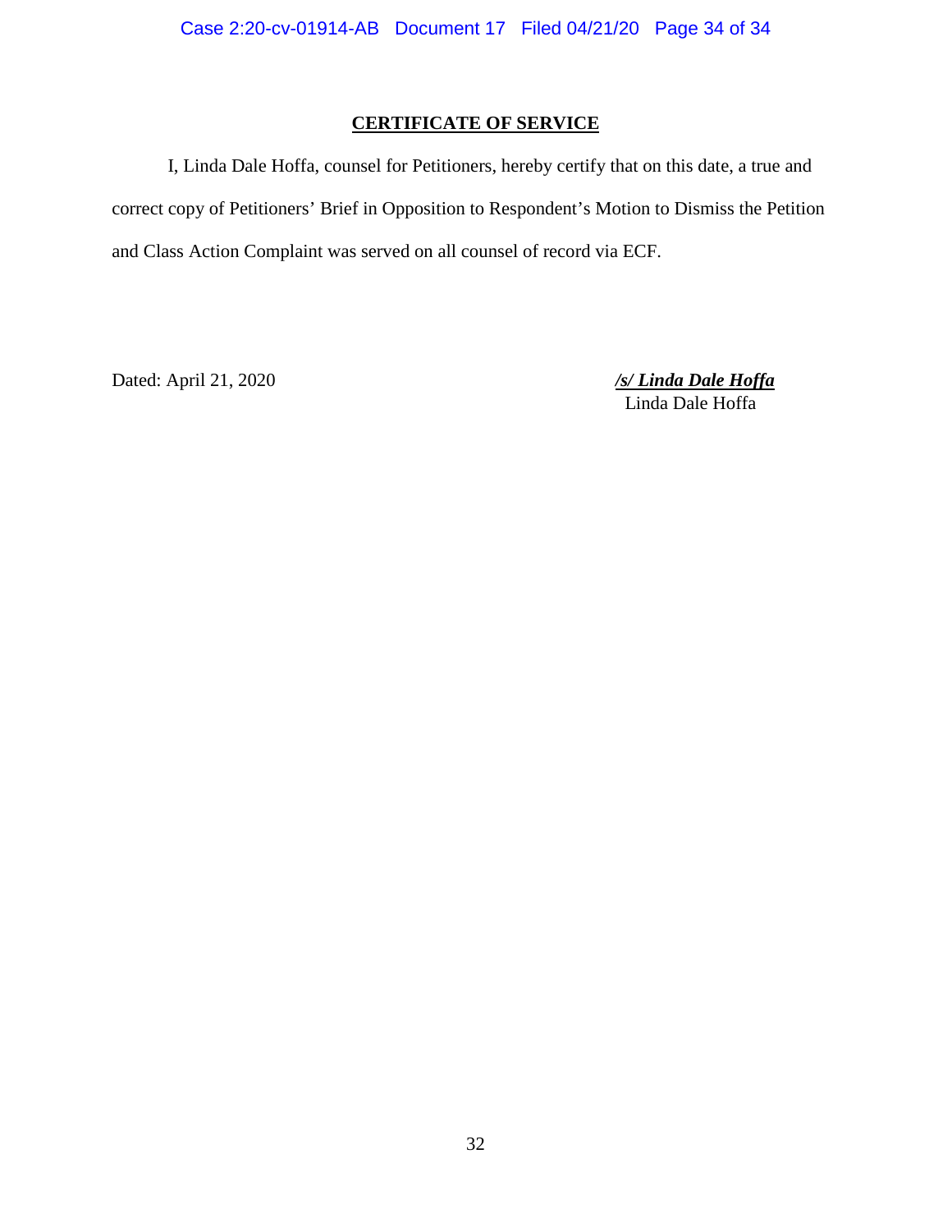## **CERTIFICATE OF SERVICE**

I, Linda Dale Hoffa, counsel for Petitioners, hereby certify that on this date, a true and correct copy of Petitioners' Brief in Opposition to Respondent's Motion to Dismiss the Petition and Class Action Complaint was served on all counsel of record via ECF.

Dated: April 21, 2020

***/s/ Linda Dale Hoffa***
Linda Dale Hoffa